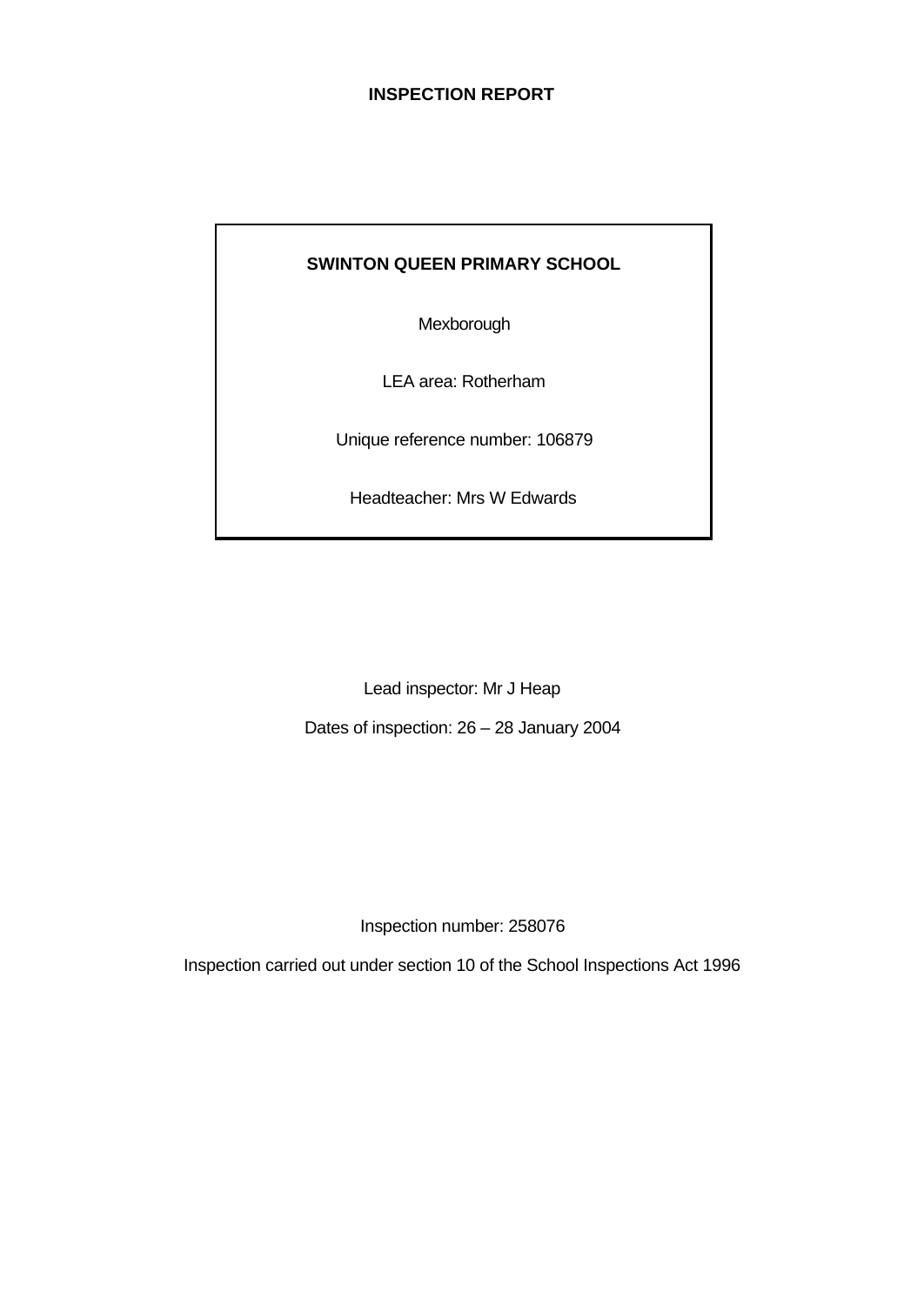# INSPECTION REPORT

**SWINTON QUEEN PRIMARY SCHOOL**

Mexborough

LEA area: Rotherham

Unique reference number: 106879

Headteacher: Mrs W Edwards

Lead inspector: Mr J Heap

Dates of inspection: 26 – 28 January 2004

Inspection number: 258076

Inspection carried out under section 10 of the School Inspections Act 1996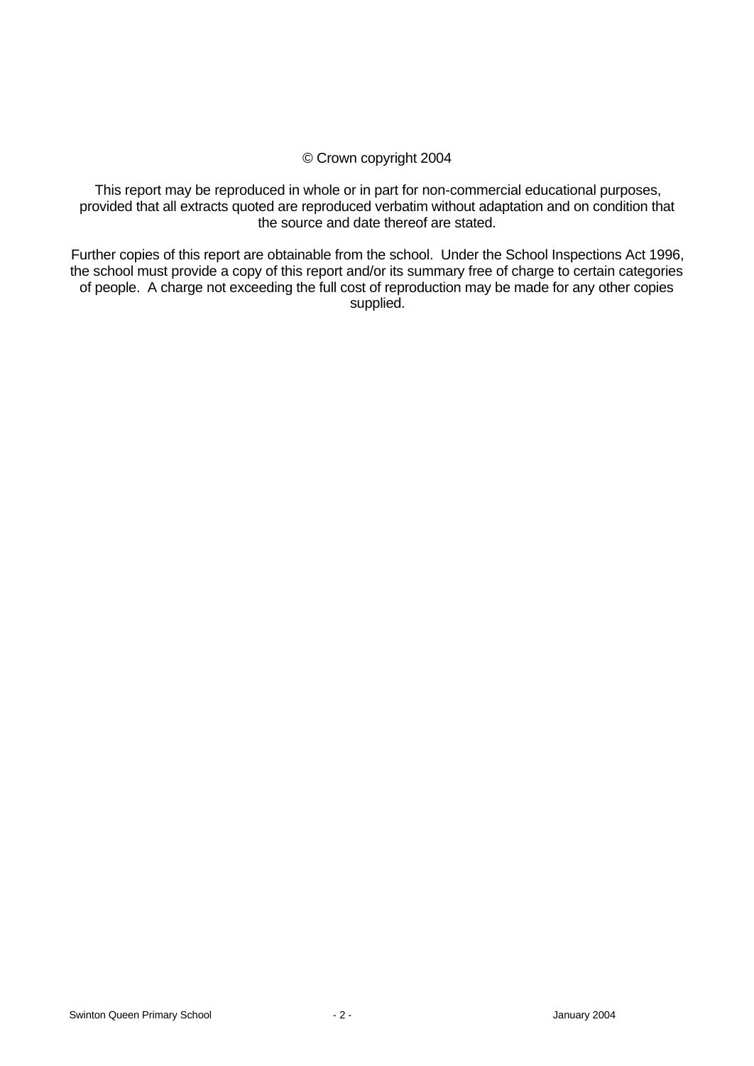© Crown copyright 2004

This report may be reproduced in whole or in part for non-commercial educational purposes, provided that all extracts quoted are reproduced verbatim without adaptation and on condition that the source and date thereof are stated.

Further copies of this report are obtainable from the school. Under the School Inspections Act 1996, the school must provide a copy of this report and/or its summary free of charge to certain categories of people. A charge not exceeding the full cost of reproduction may be made for any other copies supplied.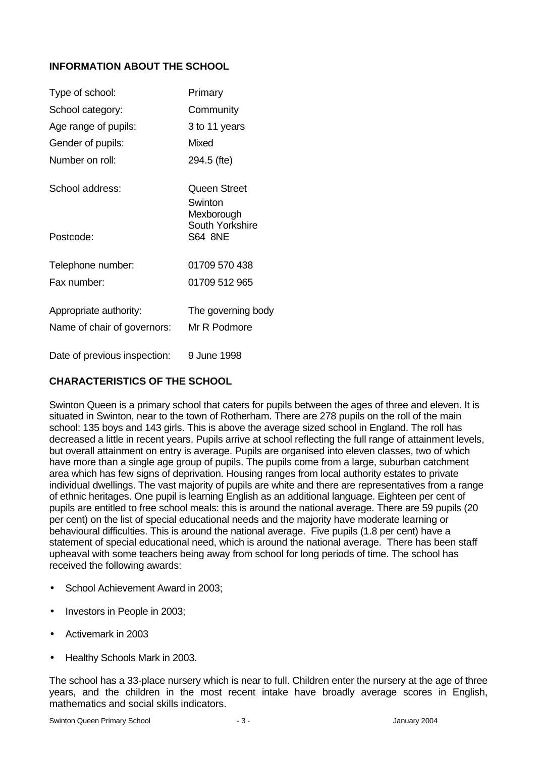## INFORMATION ABOUT THE SCHOOL

| | |
|---|---|
| Type of school: | Primary |
| School category: | Community |
| Age range of pupils: | 3 to 11 years |
| Gender of pupils: | Mixed |
| Number on roll: | 294.5 (fte) |
| School address: | Queen Street<br>Swinton<br>Mexborough<br>South Yorkshire |
| Postcode: | S64 8NE |
| Telephone number: | 01709 570 438 |
| Fax number: | 01709 512 965 |
| Appropriate authority: | The governing body |
| Name of chair of governors: | Mr R Podmore |
| Date of previous inspection: | 9 June 1998 |

## CHARACTERISTICS OF THE SCHOOL

Swinton Queen is a primary school that caters for pupils between the ages of three and eleven. It is situated in Swinton, near to the town of Rotherham. There are 278 pupils on the roll of the main school: 135 boys and 143 girls. This is above the average sized school in England. The roll has decreased a little in recent years. Pupils arrive at school reflecting the full range of attainment levels, but overall attainment on entry is average. Pupils are organised into eleven classes, two of which have more than a single age group of pupils. The pupils come from a large, suburban catchment area which has few signs of deprivation. Housing ranges from local authority estates to private individual dwellings. The vast majority of pupils are white and there are representatives from a range of ethnic heritages. One pupil is learning English as an additional language. Eighteen per cent of pupils are entitled to free school meals: this is around the national average. There are 59 pupils (20 per cent) on the list of special educational needs and the majority have moderate learning or behavioural difficulties. This is around the national average. Five pupils (1.8 per cent) have a statement of special educational need, which is around the national average. There has been staff upheaval with some teachers being away from school for long periods of time. The school has received the following awards:

- School Achievement Award in 2003;
- Investors in People in 2003;
- Activemark in 2003
- Healthy Schools Mark in 2003.

The school has a 33-place nursery which is near to full. Children enter the nursery at the age of three years, and the children in the most recent intake have broadly average scores in English, mathematics and social skills indicators.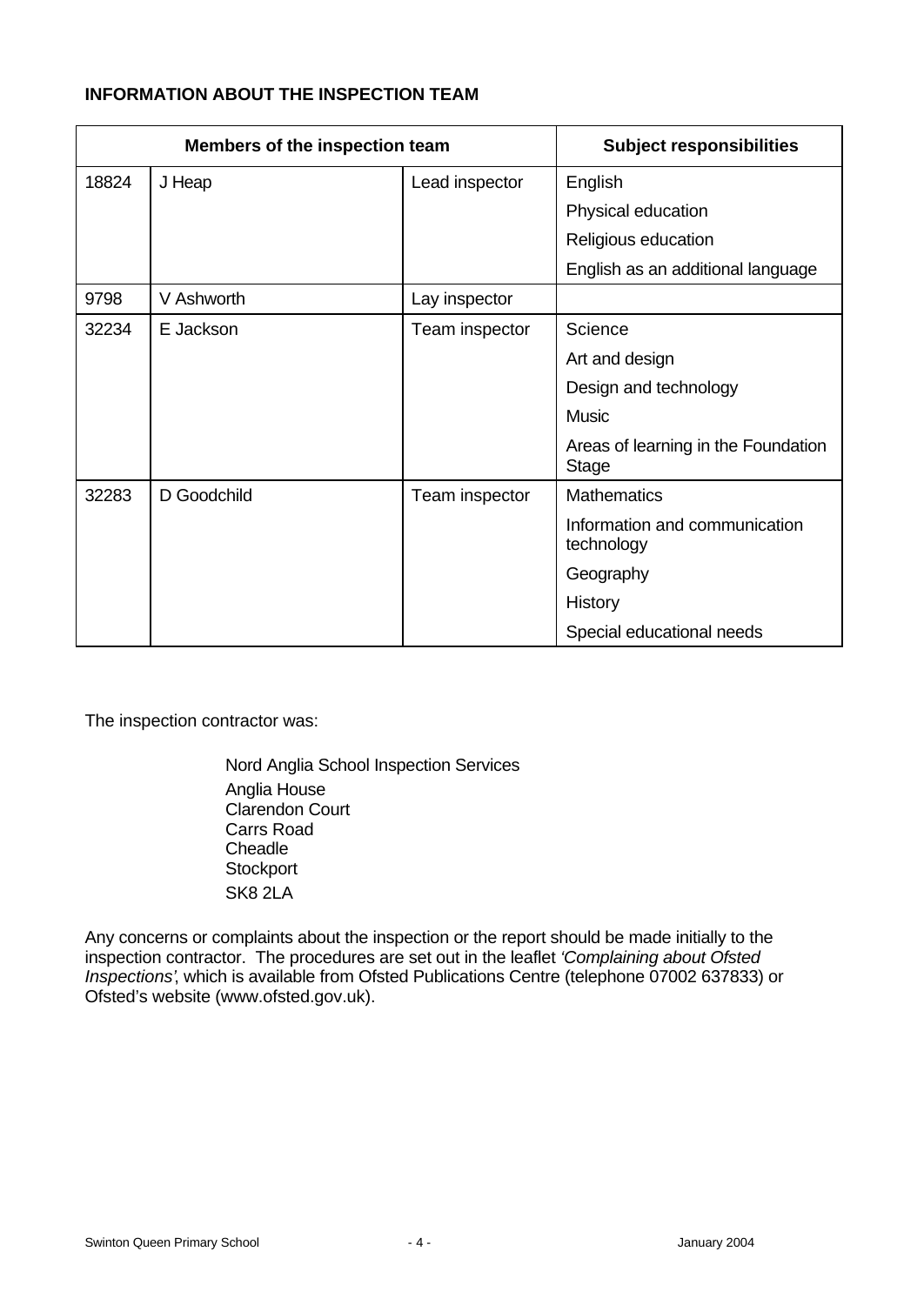**INFORMATION ABOUT THE INSPECTION TEAM**

| Members of the inspection team | | | Subject responsibilities |
|---|---|---|---|
| 18824 | J Heap | Lead inspector | English |
| | | | Physical education |
| | | | Religious education |
| | | | English as an additional language |
| 9798 | V Ashworth | Lay inspector | |
| 32234 | E Jackson | Team inspector | Science |
| | | | Art and design |
| | | | Design and technology |
| | | | Music |
| | | | Areas of learning in the Foundation Stage |
| 32283 | D Goodchild | Team inspector | Mathematics |
| | | | Information and communication technology |
| | | | Geography |
| | | | History |
| | | | Special educational needs |

The inspection contractor was:

Nord Anglia School Inspection Services
Anglia House
Clarendon Court
Carrs Road
Cheadle
Stockport
SK8 2LA

Any concerns or complaints about the inspection or the report should be made initially to the inspection contractor. The procedures are set out in the leaflet *'Complaining about Ofsted Inspections'*, which is available from Ofsted Publications Centre (telephone 07002 637833) or Ofsted's website (www.ofsted.gov.uk).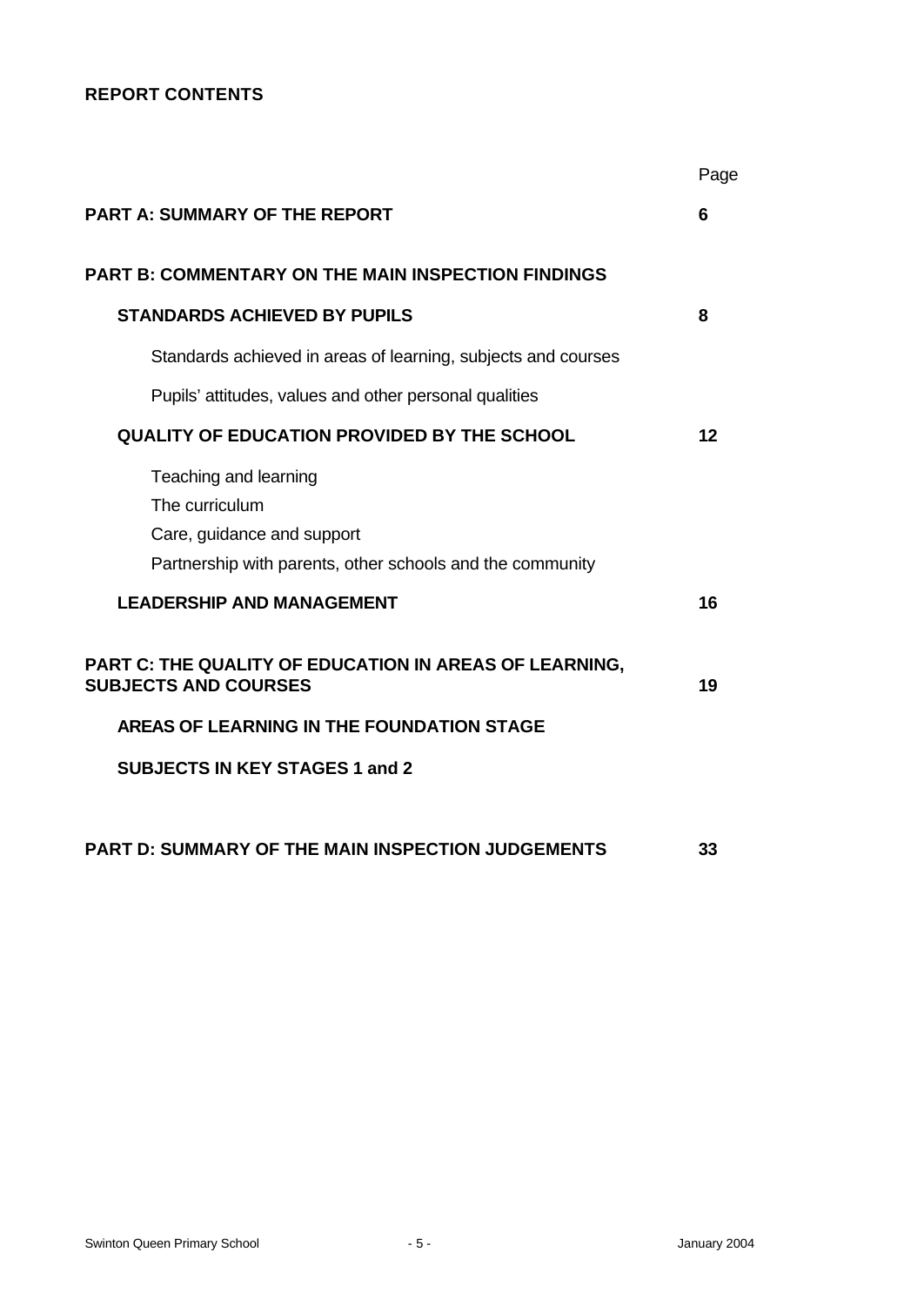**REPORT CONTENTS**

| | Page |
|---|---|
| **PART A: SUMMARY OF THE REPORT** | **6** |
| **PART B: COMMENTARY ON THE MAIN INSPECTION FINDINGS** | |
| **STANDARDS ACHIEVED BY PUPILS** | **8** |
| Standards achieved in areas of learning, subjects and courses | |
| Pupils' attitudes, values and other personal qualities | |
| **QUALITY OF EDUCATION PROVIDED BY THE SCHOOL** | **12** |
| Teaching and learning | |
| The curriculum | |
| Care, guidance and support | |
| Partnership with parents, other schools and the community | |
| **LEADERSHIP AND MANAGEMENT** | **16** |
| **PART C: THE QUALITY OF EDUCATION IN AREAS OF LEARNING, SUBJECTS AND COURSES** | **19** |
| **AREAS OF LEARNING IN THE FOUNDATION STAGE** | |
| **SUBJECTS IN KEY STAGES 1 and 2** | |
| **PART D: SUMMARY OF THE MAIN INSPECTION JUDGEMENTS** | **33** |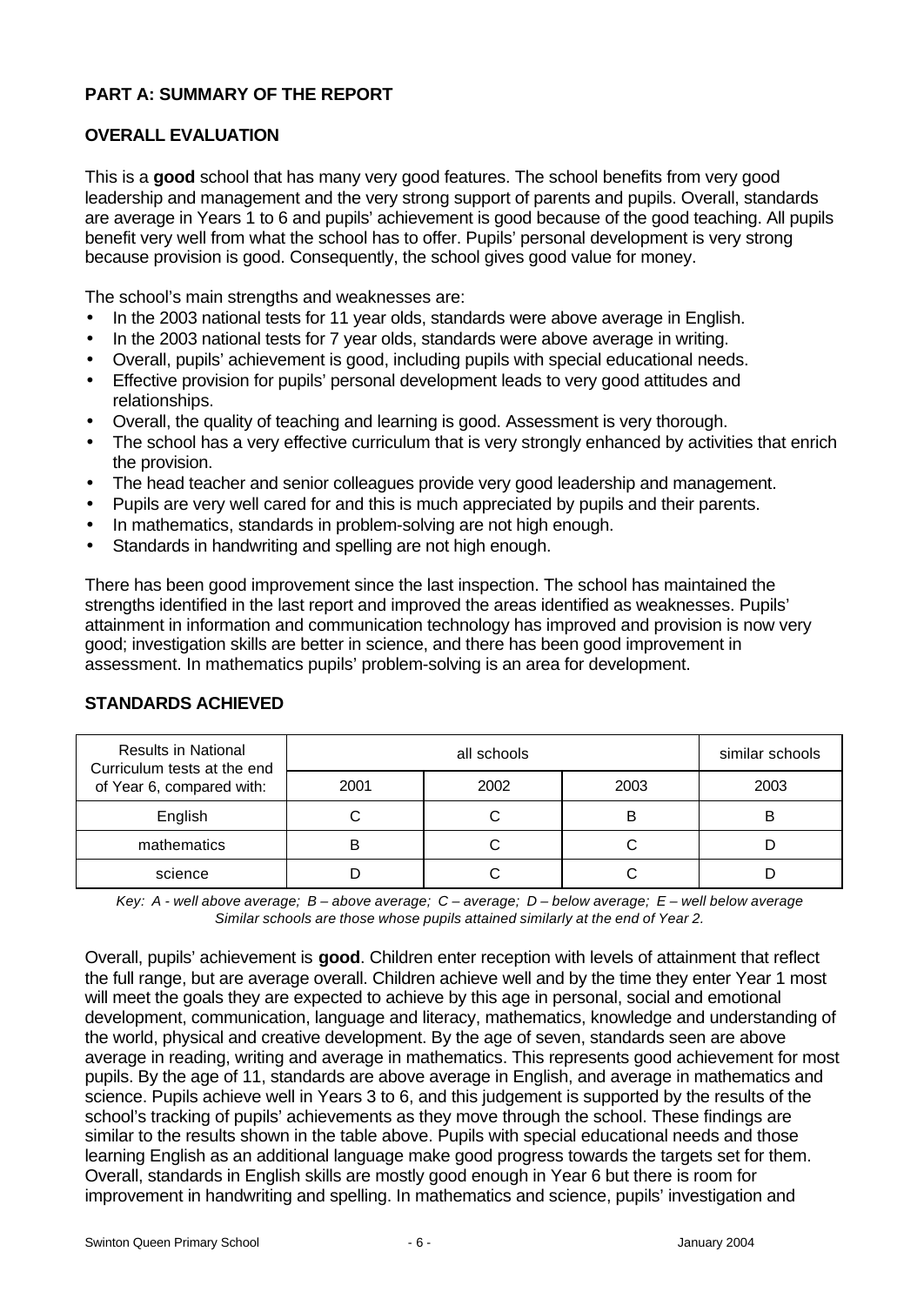## PART A: SUMMARY OF THE REPORT

### OVERALL EVALUATION

This is a **good** school that has many very good features. The school benefits from very good leadership and management and the very strong support of parents and pupils. Overall, standards are average in Years 1 to 6 and pupils' achievement is good because of the good teaching. All pupils benefit very well from what the school has to offer. Pupils' personal development is very strong because provision is good. Consequently, the school gives good value for money.

The school's main strengths and weaknesses are:

- In the 2003 national tests for 11 year olds, standards were above average in English.
- In the 2003 national tests for 7 year olds, standards were above average in writing.
- Overall, pupils' achievement is good, including pupils with special educational needs.
- Effective provision for pupils' personal development leads to very good attitudes and relationships.
- Overall, the quality of teaching and learning is good. Assessment is very thorough.
- The school has a very effective curriculum that is very strongly enhanced by activities that enrich the provision.
- The head teacher and senior colleagues provide very good leadership and management.
- Pupils are very well cared for and this is much appreciated by pupils and their parents.
- In mathematics, standards in problem-solving are not high enough.
- Standards in handwriting and spelling are not high enough.

There has been good improvement since the last inspection. The school has maintained the strengths identified in the last report and improved the areas identified as weaknesses. Pupils' attainment in information and communication technology has improved and provision is now very good; investigation skills are better in science, and there has been good improvement in assessment. In mathematics pupils' problem-solving is an area for development.

### STANDARDS ACHIEVED

| Results in National Curriculum tests at the end of Year 6, compared with: | all schools | | | similar schools |
|---|---|---|---|---|
| | 2001 | 2002 | 2003 | 2003 |
| English | C | C | B | B |
| mathematics | B | C | C | D |
| science | D | C | C | D |

*Key: A - well above average; B – above average; C – average; D – below average; E – well below average*
*Similar schools are those whose pupils attained similarly at the end of Year 2.*

Overall, pupils' achievement is **good**. Children enter reception with levels of attainment that reflect the full range, but are average overall. Children achieve well and by the time they enter Year 1 most will meet the goals they are expected to achieve by this age in personal, social and emotional development, communication, language and literacy, mathematics, knowledge and understanding of the world, physical and creative development. By the age of seven, standards seen are above average in reading, writing and average in mathematics. This represents good achievement for most pupils. By the age of 11, standards are above average in English, and average in mathematics and science. Pupils achieve well in Years 3 to 6, and this judgement is supported by the results of the school's tracking of pupils' achievements as they move through the school. These findings are similar to the results shown in the table above. Pupils with special educational needs and those learning English as an additional language make good progress towards the targets set for them. Overall, standards in English skills are mostly good enough in Year 6 but there is room for improvement in handwriting and spelling. In mathematics and science, pupils' investigation and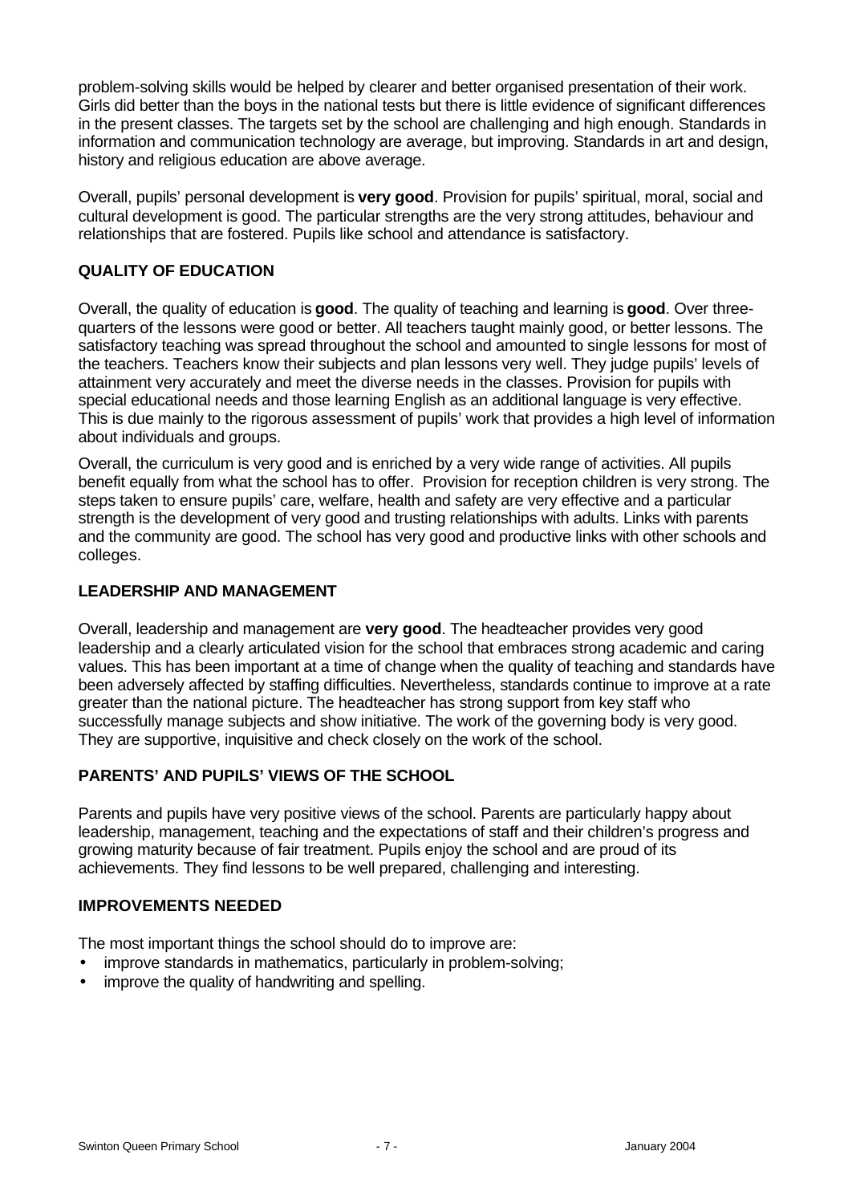problem-solving skills would be helped by clearer and better organised presentation of their work. Girls did better than the boys in the national tests but there is little evidence of significant differences in the present classes. The targets set by the school are challenging and high enough. Standards in information and communication technology are average, but improving. Standards in art and design, history and religious education are above average.

Overall, pupils' personal development is **very good**. Provision for pupils' spiritual, moral, social and cultural development is good. The particular strengths are the very strong attitudes, behaviour and relationships that are fostered. Pupils like school and attendance is satisfactory.

## QUALITY OF EDUCATION

Overall, the quality of education is **good**. The quality of teaching and learning is **good**. Over three-quarters of the lessons were good or better. All teachers taught mainly good, or better lessons. The satisfactory teaching was spread throughout the school and amounted to single lessons for most of the teachers. Teachers know their subjects and plan lessons very well. They judge pupils' levels of attainment very accurately and meet the diverse needs in the classes. Provision for pupils with special educational needs and those learning English as an additional language is very effective. This is due mainly to the rigorous assessment of pupils' work that provides a high level of information about individuals and groups.

Overall, the curriculum is very good and is enriched by a very wide range of activities. All pupils benefit equally from what the school has to offer. Provision for reception children is very strong. The steps taken to ensure pupils' care, welfare, health and safety are very effective and a particular strength is the development of very good and trusting relationships with adults. Links with parents and the community are good. The school has very good and productive links with other schools and colleges.

## LEADERSHIP AND MANAGEMENT

Overall, leadership and management are **very good**. The headteacher provides very good leadership and a clearly articulated vision for the school that embraces strong academic and caring values. This has been important at a time of change when the quality of teaching and standards have been adversely affected by staffing difficulties. Nevertheless, standards continue to improve at a rate greater than the national picture. The headteacher has strong support from key staff who successfully manage subjects and show initiative. The work of the governing body is very good. They are supportive, inquisitive and check closely on the work of the school.

## PARENTS' AND PUPILS' VIEWS OF THE SCHOOL

Parents and pupils have very positive views of the school. Parents are particularly happy about leadership, management, teaching and the expectations of staff and their children's progress and growing maturity because of fair treatment. Pupils enjoy the school and are proud of its achievements. They find lessons to be well prepared, challenging and interesting.

## IMPROVEMENTS NEEDED

The most important things the school should do to improve are:

- improve standards in mathematics, particularly in problem-solving;
- improve the quality of handwriting and spelling.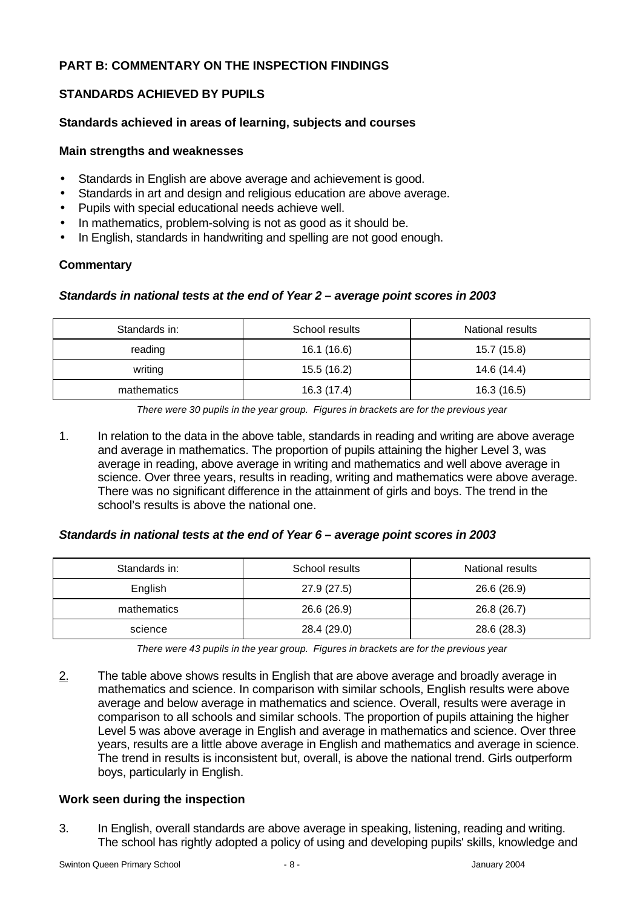## PART B: COMMENTARY ON THE INSPECTION FINDINGS

### STANDARDS ACHIEVED BY PUPILS

#### Standards achieved in areas of learning, subjects and courses

#### Main strengths and weaknesses

- Standards in English are above average and achievement is good.
- Standards in art and design and religious education are above average.
- Pupils with special educational needs achieve well.
- In mathematics, problem-solving is not as good as it should be.
- In English, standards in handwriting and spelling are not good enough.

#### Commentary

***Standards in national tests at the end of Year 2 – average point scores in 2003***

| Standards in: | School results | National results |
|---|---|---|
| reading | 16.1 (16.6) | 15.7 (15.8) |
| writing | 15.5 (16.2) | 14.6 (14.4) |
| mathematics | 16.3 (17.4) | 16.3 (16.5) |

*There were 30 pupils in the year group. Figures in brackets are for the previous year*

1. In relation to the data in the above table, standards in reading and writing are above average and average in mathematics. The proportion of pupils attaining the higher Level 3, was average in reading, above average in writing and mathematics and well above average in science. Over three years, results in reading, writing and mathematics were above average. There was no significant difference in the attainment of girls and boys. The trend in the school's results is above the national one.

***Standards in national tests at the end of Year 6 – average point scores in 2003***

| Standards in: | School results | National results |
|---|---|---|
| English | 27.9 (27.5) | 26.6 (26.9) |
| mathematics | 26.6 (26.9) | 26.8 (26.7) |
| science | 28.4 (29.0) | 28.6 (28.3) |

*There were 43 pupils in the year group. Figures in brackets are for the previous year*

2. The table above shows results in English that are above average and broadly average in mathematics and science. In comparison with similar schools, English results were above average and below average in mathematics and science. Overall, results were average in comparison to all schools and similar schools. The proportion of pupils attaining the higher Level 5 was above average in English and average in mathematics and science. Over three years, results are a little above average in English and mathematics and average in science. The trend in results is inconsistent but, overall, is above the national trend. Girls outperform boys, particularly in English.

#### Work seen during the inspection

3. In English, overall standards are above average in speaking, listening, reading and writing. The school has rightly adopted a policy of using and developing pupils' skills, knowledge and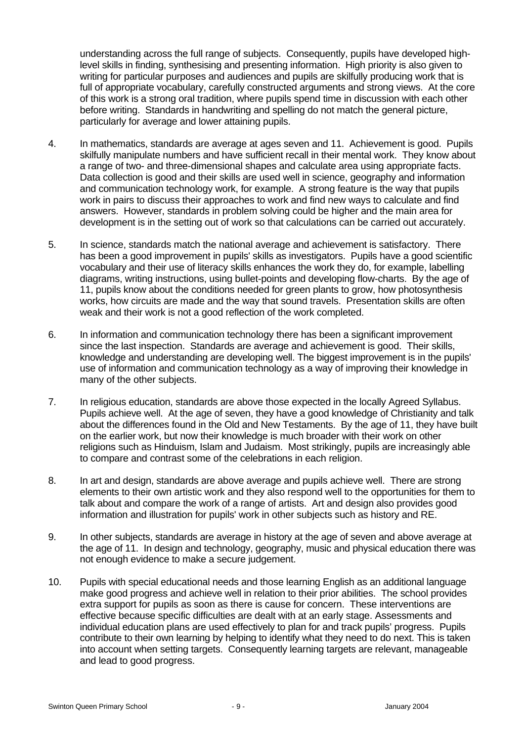understanding across the full range of subjects. Consequently, pupils have developed high-level skills in finding, synthesising and presenting information. High priority is also given to writing for particular purposes and audiences and pupils are skilfully producing work that is full of appropriate vocabulary, carefully constructed arguments and strong views. At the core of this work is a strong oral tradition, where pupils spend time in discussion with each other before writing. Standards in handwriting and spelling do not match the general picture, particularly for average and lower attaining pupils.

4. In mathematics, standards are average at ages seven and 11. Achievement is good. Pupils skilfully manipulate numbers and have sufficient recall in their mental work. They know about a range of two- and three-dimensional shapes and calculate area using appropriate facts. Data collection is good and their skills are used well in science, geography and information and communication technology work, for example. A strong feature is the way that pupils work in pairs to discuss their approaches to work and find new ways to calculate and find answers. However, standards in problem solving could be higher and the main area for development is in the setting out of work so that calculations can be carried out accurately.

5. In science, standards match the national average and achievement is satisfactory. There has been a good improvement in pupils' skills as investigators. Pupils have a good scientific vocabulary and their use of literacy skills enhances the work they do, for example, labelling diagrams, writing instructions, using bullet-points and developing flow-charts. By the age of 11, pupils know about the conditions needed for green plants to grow, how photosynthesis works, how circuits are made and the way that sound travels. Presentation skills are often weak and their work is not a good reflection of the work completed.

6. In information and communication technology there has been a significant improvement since the last inspection. Standards are average and achievement is good. Their skills, knowledge and understanding are developing well. The biggest improvement is in the pupils' use of information and communication technology as a way of improving their knowledge in many of the other subjects.

7. In religious education, standards are above those expected in the locally Agreed Syllabus. Pupils achieve well. At the age of seven, they have a good knowledge of Christianity and talk about the differences found in the Old and New Testaments. By the age of 11, they have built on the earlier work, but now their knowledge is much broader with their work on other religions such as Hinduism, Islam and Judaism. Most strikingly, pupils are increasingly able to compare and contrast some of the celebrations in each religion.

8. In art and design, standards are above average and pupils achieve well. There are strong elements to their own artistic work and they also respond well to the opportunities for them to talk about and compare the work of a range of artists. Art and design also provides good information and illustration for pupils' work in other subjects such as history and RE.

9. In other subjects, standards are average in history at the age of seven and above average at the age of 11. In design and technology, geography, music and physical education there was not enough evidence to make a secure judgement.

10. Pupils with special educational needs and those learning English as an additional language make good progress and achieve well in relation to their prior abilities. The school provides extra support for pupils as soon as there is cause for concern. These interventions are effective because specific difficulties are dealt with at an early stage. Assessments and individual education plans are used effectively to plan for and track pupils' progress. Pupils contribute to their own learning by helping to identify what they need to do next. This is taken into account when setting targets. Consequently learning targets are relevant, manageable and lead to good progress.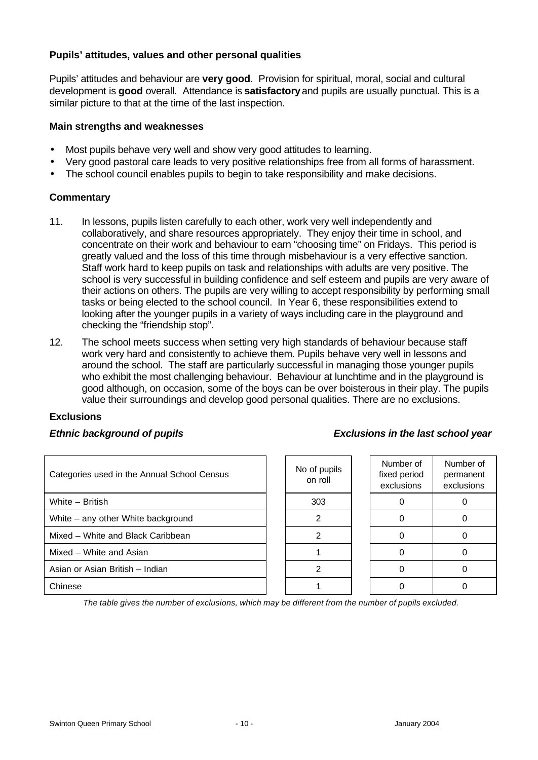### Pupils' attitudes, values and other personal qualities

Pupils' attitudes and behaviour are **very good**. Provision for spiritual, moral, social and cultural development is **good** overall. Attendance is **satisfactory** and pupils are usually punctual. This is a similar picture to that at the time of the last inspection.

#### Main strengths and weaknesses

- Most pupils behave very well and show very good attitudes to learning.
- Very good pastoral care leads to very positive relationships free from all forms of harassment.
- The school council enables pupils to begin to take responsibility and make decisions.

#### Commentary

11. In lessons, pupils listen carefully to each other, work very well independently and collaboratively, and share resources appropriately. They enjoy their time in school, and concentrate on their work and behaviour to earn "choosing time" on Fridays. This period is greatly valued and the loss of this time through misbehaviour is a very effective sanction. Staff work hard to keep pupils on task and relationships with adults are very positive. The school is very successful in building confidence and self esteem and pupils are very aware of their actions on others. The pupils are very willing to accept responsibility by performing small tasks or being elected to the school council. In Year 6, these responsibilities extend to looking after the younger pupils in a variety of ways including care in the playground and checking the "friendship stop".

12. The school meets success when setting very high standards of behaviour because staff work very hard and consistently to achieve them. Pupils behave very well in lessons and around the school. The staff are particularly successful in managing those younger pupils who exhibit the most challenging behaviour. Behaviour at lunchtime and in the playground is good although, on occasion, some of the boys can be over boisterous in their play. The pupils value their surroundings and develop good personal qualities. There are no exclusions.

#### Exclusions

***Ethnic background of pupils*** — ***Exclusions in the last school year***

| Categories used in the Annual School Census | No of pupils on roll | Number of fixed period exclusions | Number of permanent exclusions |
|---|---|---|---|
| White – British | 303 | 0 | 0 |
| White – any other White background | 2 | 0 | 0 |
| Mixed – White and Black Caribbean | 2 | 0 | 0 |
| Mixed – White and Asian | 1 | 0 | 0 |
| Asian or Asian British – Indian | 2 | 0 | 0 |
| Chinese | 1 | 0 | 0 |

*The table gives the number of exclusions, which may be different from the number of pupils excluded.*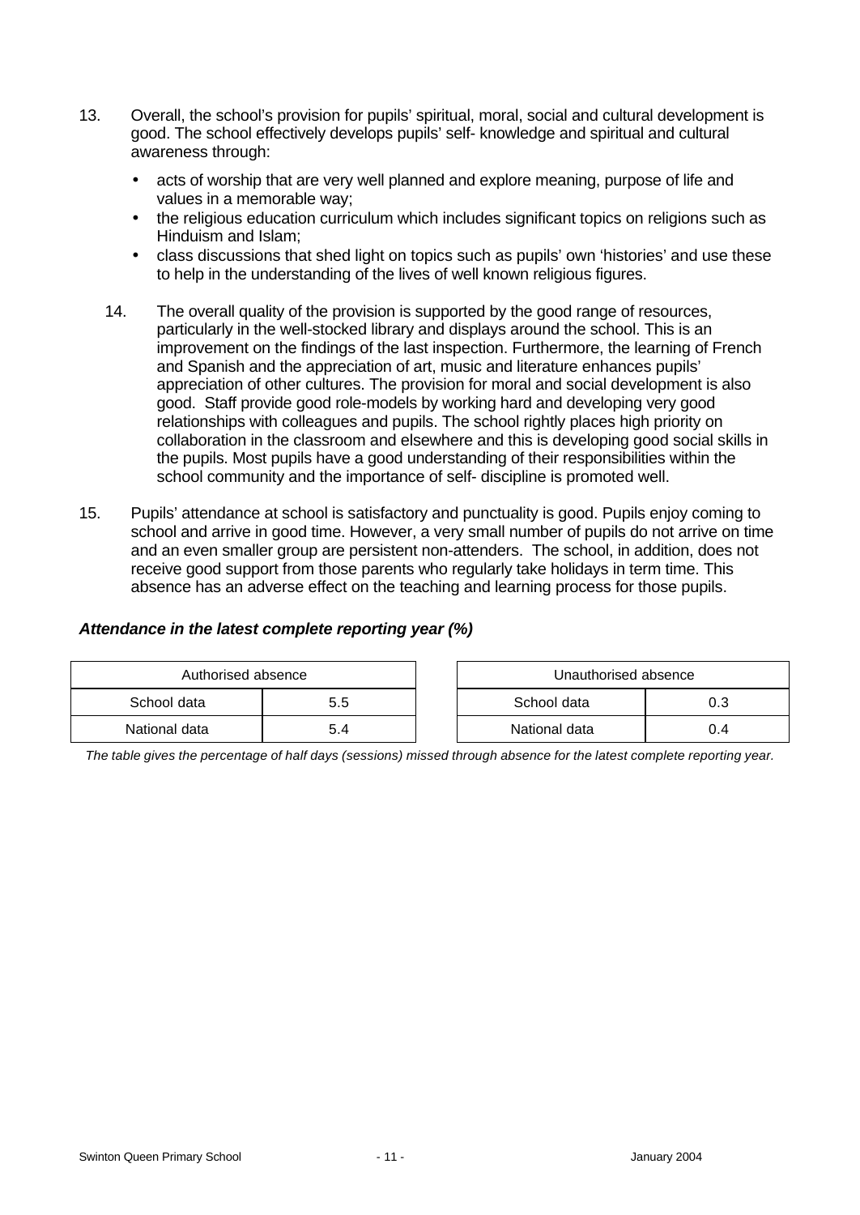13. Overall, the school's provision for pupils' spiritual, moral, social and cultural development is good. The school effectively develops pupils' self- knowledge and spiritual and cultural awareness through:

    - acts of worship that are very well planned and explore meaning, purpose of life and values in a memorable way;
    - the religious education curriculum which includes significant topics on religions such as Hinduism and Islam;
    - class discussions that shed light on topics such as pupils' own 'histories' and use these to help in the understanding of the lives of well known religious figures.

14. The overall quality of the provision is supported by the good range of resources, particularly in the well-stocked library and displays around the school. This is an improvement on the findings of the last inspection. Furthermore, the learning of French and Spanish and the appreciation of art, music and literature enhances pupils' appreciation of other cultures. The provision for moral and social development is also good. Staff provide good role-models by working hard and developing very good relationships with colleagues and pupils. The school rightly places high priority on collaboration in the classroom and elsewhere and this is developing good social skills in the pupils. Most pupils have a good understanding of their responsibilities within the school community and the importance of self- discipline is promoted well.

15. Pupils' attendance at school is satisfactory and punctuality is good. Pupils enjoy coming to school and arrive in good time. However, a very small number of pupils do not arrive on time and an even smaller group are persistent non-attenders. The school, in addition, does not receive good support from those parents who regularly take holidays in term time. This absence has an adverse effect on the teaching and learning process for those pupils.

***Attendance in the latest complete reporting year (%)***

| Authorised absence | |
|---|---|
| School data | 5.5 |
| National data | 5.4 |

| Unauthorised absence | |
|---|---|
| School data | 0.3 |
| National data | 0.4 |

*The table gives the percentage of half days (sessions) missed through absence for the latest complete reporting year.*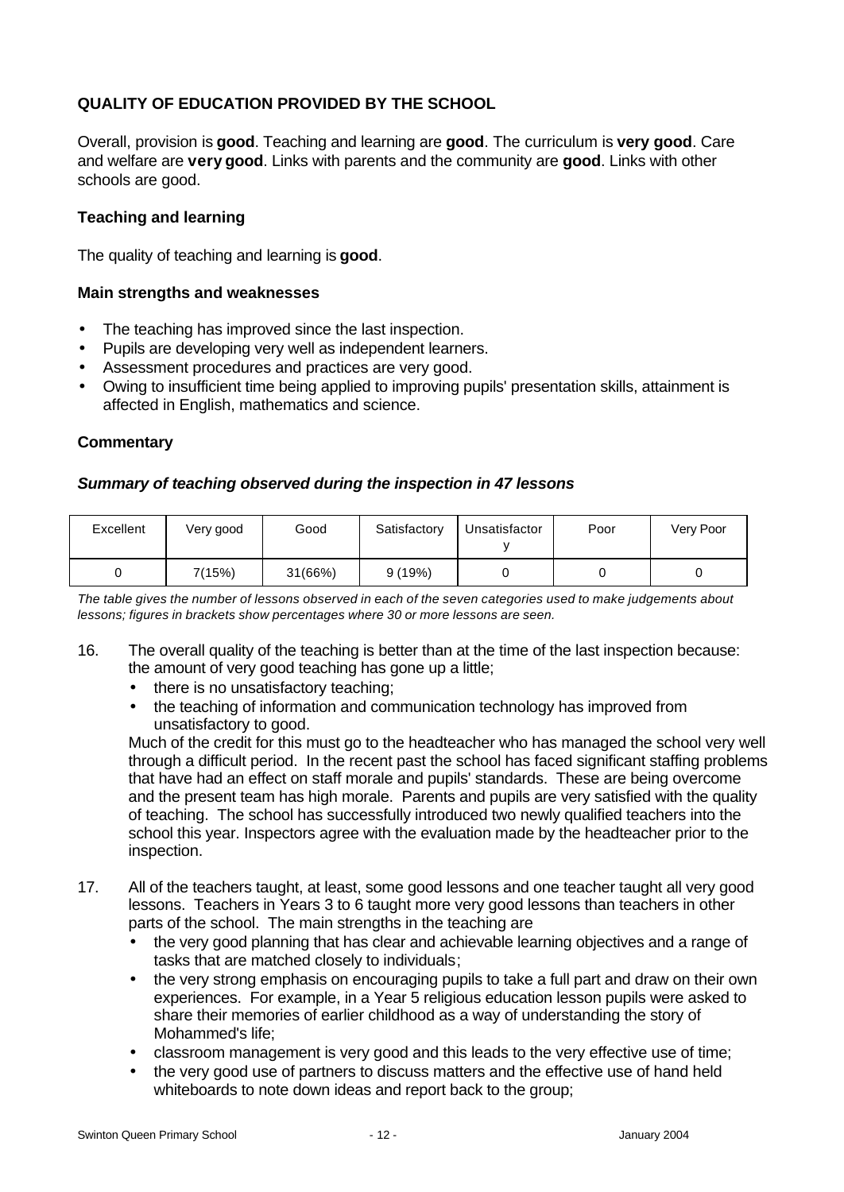## QUALITY OF EDUCATION PROVIDED BY THE SCHOOL

Overall, provision is **good**. Teaching and learning are **good**. The curriculum is **very good**. Care and welfare are **very good**. Links with parents and the community are **good**. Links with other schools are good.

### Teaching and learning

The quality of teaching and learning is **good**.

#### Main strengths and weaknesses

- The teaching has improved since the last inspection.
- Pupils are developing very well as independent learners.
- Assessment procedures and practices are very good.
- Owing to insufficient time being applied to improving pupils' presentation skills, attainment is affected in English, mathematics and science.

#### Commentary

***Summary of teaching observed during the inspection in 47 lessons***

| Excellent | Very good | Good | Satisfactory | Unsatisfactory | Poor | Very Poor |
|---|---|---|---|---|---|---|
| 0 | 7(15%) | 31(66%) | 9 (19%) | 0 | 0 | 0 |

*The table gives the number of lessons observed in each of the seven categories used to make judgements about lessons; figures in brackets show percentages where 30 or more lessons are seen.*

16. The overall quality of the teaching is better than at the time of the last inspection because: the amount of very good teaching has gone up a little;
    - there is no unsatisfactory teaching;
    - the teaching of information and communication technology has improved from unsatisfactory to good.

    Much of the credit for this must go to the headteacher who has managed the school very well through a difficult period. In the recent past the school has faced significant staffing problems that have had an effect on staff morale and pupils' standards. These are being overcome and the present team has high morale. Parents and pupils are very satisfied with the quality of teaching. The school has successfully introduced two newly qualified teachers into the school this year. Inspectors agree with the evaluation made by the headteacher prior to the inspection.

17. All of the teachers taught, at least, some good lessons and one teacher taught all very good lessons. Teachers in Years 3 to 6 taught more very good lessons than teachers in other parts of the school. The main strengths in the teaching are
    - the very good planning that has clear and achievable learning objectives and a range of tasks that are matched closely to individuals;
    - the very strong emphasis on encouraging pupils to take a full part and draw on their own experiences. For example, in a Year 5 religious education lesson pupils were asked to share their memories of earlier childhood as a way of understanding the story of Mohammed's life;
    - classroom management is very good and this leads to the very effective use of time;
    - the very good use of partners to discuss matters and the effective use of hand held whiteboards to note down ideas and report back to the group;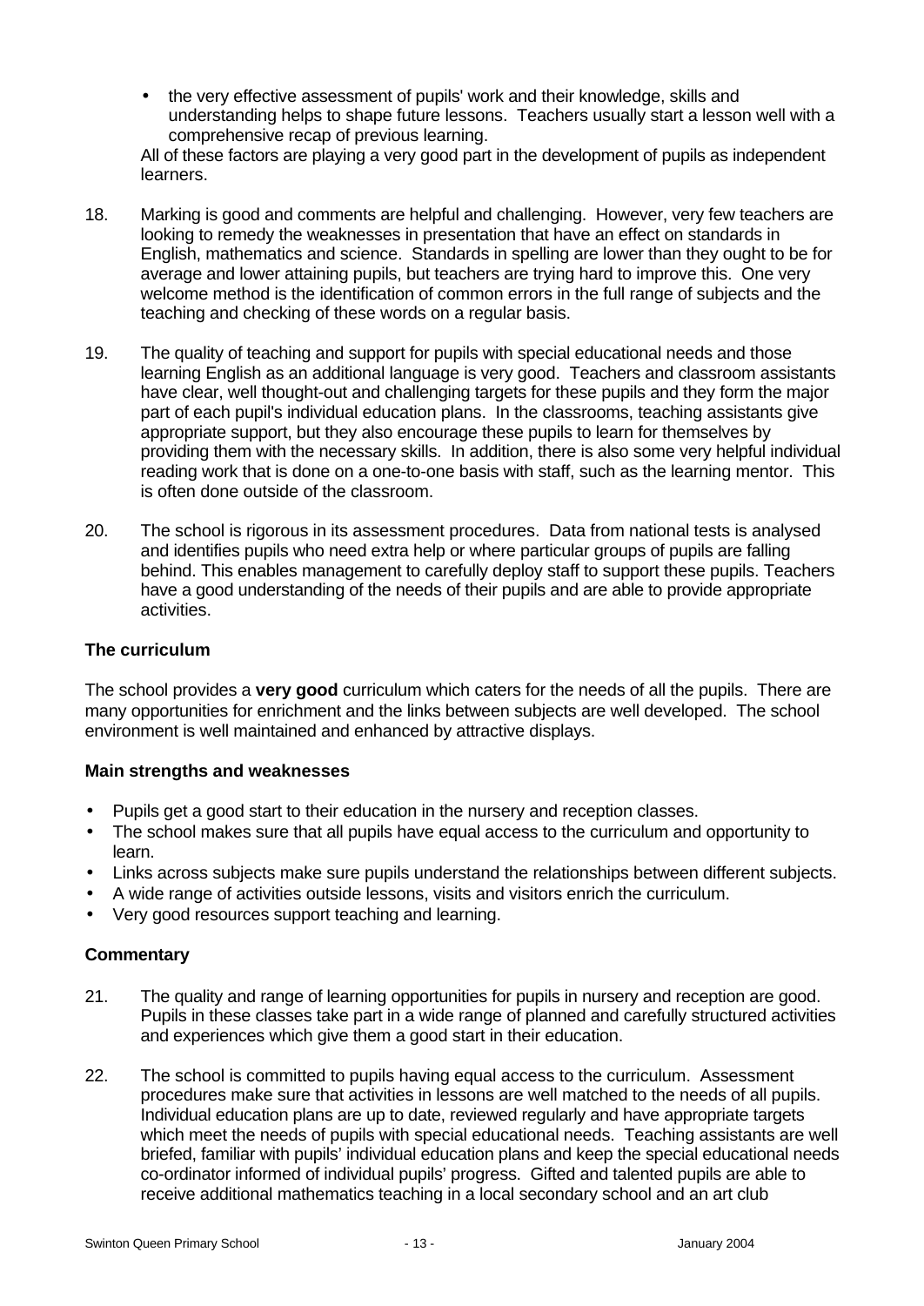- the very effective assessment of pupils' work and their knowledge, skills and understanding helps to shape future lessons. Teachers usually start a lesson well with a comprehensive recap of previous learning.

All of these factors are playing a very good part in the development of pupils as independent learners.

18. Marking is good and comments are helpful and challenging. However, very few teachers are looking to remedy the weaknesses in presentation that have an effect on standards in English, mathematics and science. Standards in spelling are lower than they ought to be for average and lower attaining pupils, but teachers are trying hard to improve this. One very welcome method is the identification of common errors in the full range of subjects and the teaching and checking of these words on a regular basis.

19. The quality of teaching and support for pupils with special educational needs and those learning English as an additional language is very good. Teachers and classroom assistants have clear, well thought-out and challenging targets for these pupils and they form the major part of each pupil's individual education plans. In the classrooms, teaching assistants give appropriate support, but they also encourage these pupils to learn for themselves by providing them with the necessary skills. In addition, there is also some very helpful individual reading work that is done on a one-to-one basis with staff, such as the learning mentor. This is often done outside of the classroom.

20. The school is rigorous in its assessment procedures. Data from national tests is analysed and identifies pupils who need extra help or where particular groups of pupils are falling behind. This enables management to carefully deploy staff to support these pupils. Teachers have a good understanding of the needs of their pupils and are able to provide appropriate activities.

### The curriculum

The school provides a **very good** curriculum which caters for the needs of all the pupils. There are many opportunities for enrichment and the links between subjects are well developed. The school environment is well maintained and enhanced by attractive displays.

#### Main strengths and weaknesses

- Pupils get a good start to their education in the nursery and reception classes.
- The school makes sure that all pupils have equal access to the curriculum and opportunity to learn.
- Links across subjects make sure pupils understand the relationships between different subjects.
- A wide range of activities outside lessons, visits and visitors enrich the curriculum.
- Very good resources support teaching and learning.

#### Commentary

21. The quality and range of learning opportunities for pupils in nursery and reception are good. Pupils in these classes take part in a wide range of planned and carefully structured activities and experiences which give them a good start in their education.

22. The school is committed to pupils having equal access to the curriculum. Assessment procedures make sure that activities in lessons are well matched to the needs of all pupils. Individual education plans are up to date, reviewed regularly and have appropriate targets which meet the needs of pupils with special educational needs. Teaching assistants are well briefed, familiar with pupils' individual education plans and keep the special educational needs co-ordinator informed of individual pupils' progress. Gifted and talented pupils are able to receive additional mathematics teaching in a local secondary school and an art club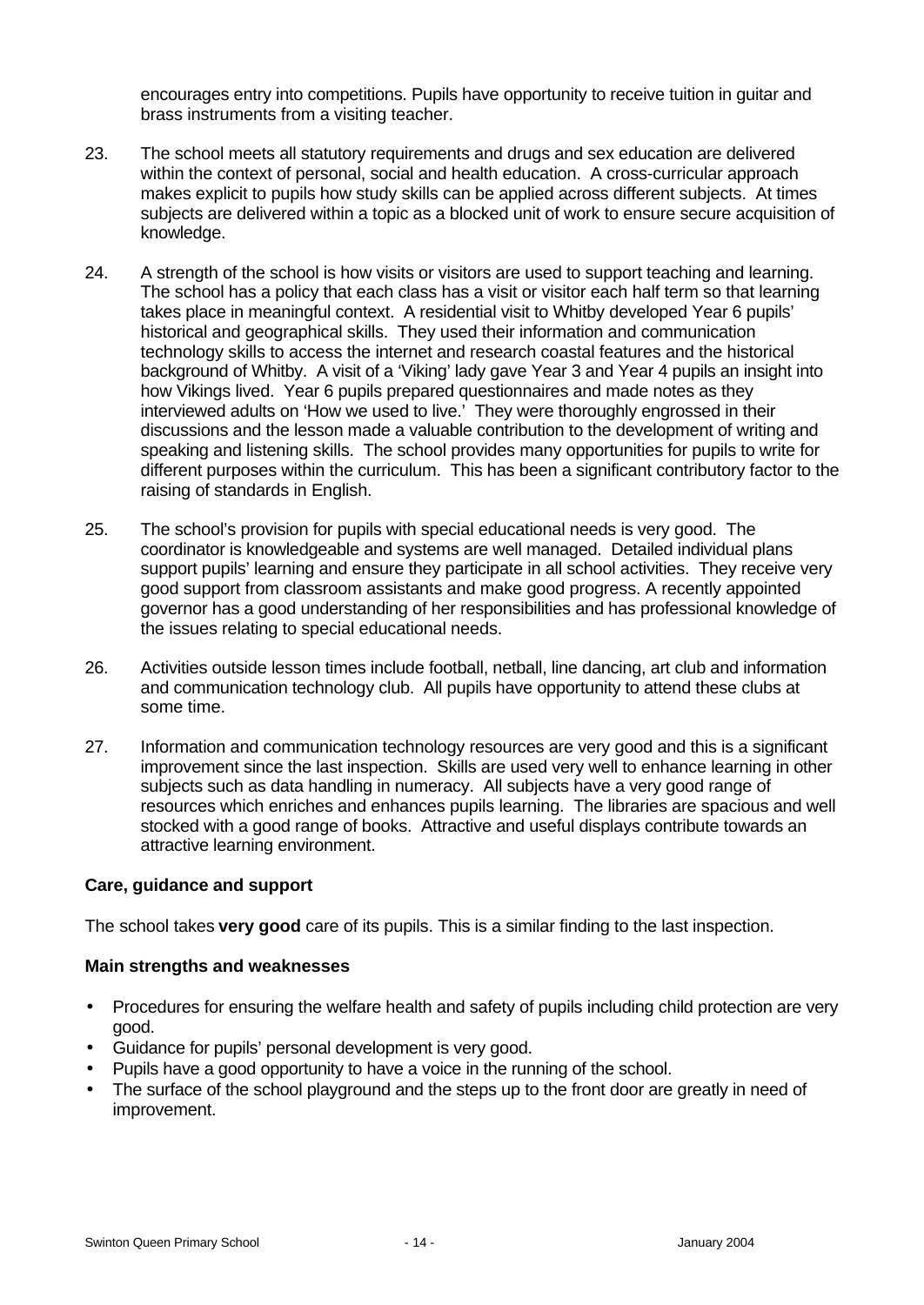encourages entry into competitions. Pupils have opportunity to receive tuition in guitar and brass instruments from a visiting teacher.

23. The school meets all statutory requirements and drugs and sex education are delivered within the context of personal, social and health education. A cross-curricular approach makes explicit to pupils how study skills can be applied across different subjects. At times subjects are delivered within a topic as a blocked unit of work to ensure secure acquisition of knowledge.

24. A strength of the school is how visits or visitors are used to support teaching and learning. The school has a policy that each class has a visit or visitor each half term so that learning takes place in meaningful context. A residential visit to Whitby developed Year 6 pupils' historical and geographical skills. They used their information and communication technology skills to access the internet and research coastal features and the historical background of Whitby. A visit of a 'Viking' lady gave Year 3 and Year 4 pupils an insight into how Vikings lived. Year 6 pupils prepared questionnaires and made notes as they interviewed adults on 'How we used to live.' They were thoroughly engrossed in their discussions and the lesson made a valuable contribution to the development of writing and speaking and listening skills. The school provides many opportunities for pupils to write for different purposes within the curriculum. This has been a significant contributory factor to the raising of standards in English.

25. The school's provision for pupils with special educational needs is very good. The coordinator is knowledgeable and systems are well managed. Detailed individual plans support pupils' learning and ensure they participate in all school activities. They receive very good support from classroom assistants and make good progress. A recently appointed governor has a good understanding of her responsibilities and has professional knowledge of the issues relating to special educational needs.

26. Activities outside lesson times include football, netball, line dancing, art club and information and communication technology club. All pupils have opportunity to attend these clubs at some time.

27. Information and communication technology resources are very good and this is a significant improvement since the last inspection. Skills are used very well to enhance learning in other subjects such as data handling in numeracy. All subjects have a very good range of resources which enriches and enhances pupils learning. The libraries are spacious and well stocked with a good range of books. Attractive and useful displays contribute towards an attractive learning environment.

### Care, guidance and support

The school takes **very good** care of its pupils. This is a similar finding to the last inspection.

### Main strengths and weaknesses

- Procedures for ensuring the welfare health and safety of pupils including child protection are very good.
- Guidance for pupils' personal development is very good.
- Pupils have a good opportunity to have a voice in the running of the school.
- The surface of the school playground and the steps up to the front door are greatly in need of improvement.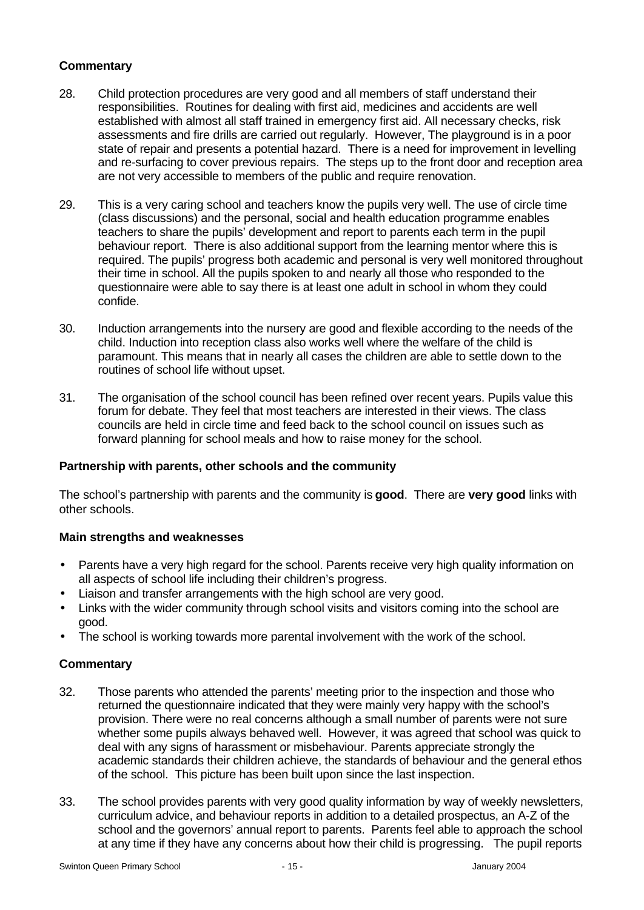**Commentary**

28. Child protection procedures are very good and all members of staff understand their responsibilities. Routines for dealing with first aid, medicines and accidents are well established with almost all staff trained in emergency first aid. All necessary checks, risk assessments and fire drills are carried out regularly. However, The playground is in a poor state of repair and presents a potential hazard. There is a need for improvement in levelling and re-surfacing to cover previous repairs. The steps up to the front door and reception area are not very accessible to members of the public and require renovation.

29. This is a very caring school and teachers know the pupils very well. The use of circle time (class discussions) and the personal, social and health education programme enables teachers to share the pupils' development and report to parents each term in the pupil behaviour report. There is also additional support from the learning mentor where this is required. The pupils' progress both academic and personal is very well monitored throughout their time in school. All the pupils spoken to and nearly all those who responded to the questionnaire were able to say there is at least one adult in school in whom they could confide.

30. Induction arrangements into the nursery are good and flexible according to the needs of the child. Induction into reception class also works well where the welfare of the child is paramount. This means that in nearly all cases the children are able to settle down to the routines of school life without upset.

31. The organisation of the school council has been refined over recent years. Pupils value this forum for debate. They feel that most teachers are interested in their views. The class councils are held in circle time and feed back to the school council on issues such as forward planning for school meals and how to raise money for the school.

### Partnership with parents, other schools and the community

The school's partnership with parents and the community is **good**. There are **very good** links with other schools.

**Main strengths and weaknesses**

- Parents have a very high regard for the school. Parents receive very high quality information on all aspects of school life including their children's progress.
- Liaison and transfer arrangements with the high school are very good.
- Links with the wider community through school visits and visitors coming into the school are good.
- The school is working towards more parental involvement with the work of the school.

**Commentary**

32. Those parents who attended the parents' meeting prior to the inspection and those who returned the questionnaire indicated that they were mainly very happy with the school's provision. There were no real concerns although a small number of parents were not sure whether some pupils always behaved well. However, it was agreed that school was quick to deal with any signs of harassment or misbehaviour. Parents appreciate strongly the academic standards their children achieve, the standards of behaviour and the general ethos of the school. This picture has been built upon since the last inspection.

33. The school provides parents with very good quality information by way of weekly newsletters, curriculum advice, and behaviour reports in addition to a detailed prospectus, an A-Z of the school and the governors' annual report to parents. Parents feel able to approach the school at any time if they have any concerns about how their child is progressing. The pupil reports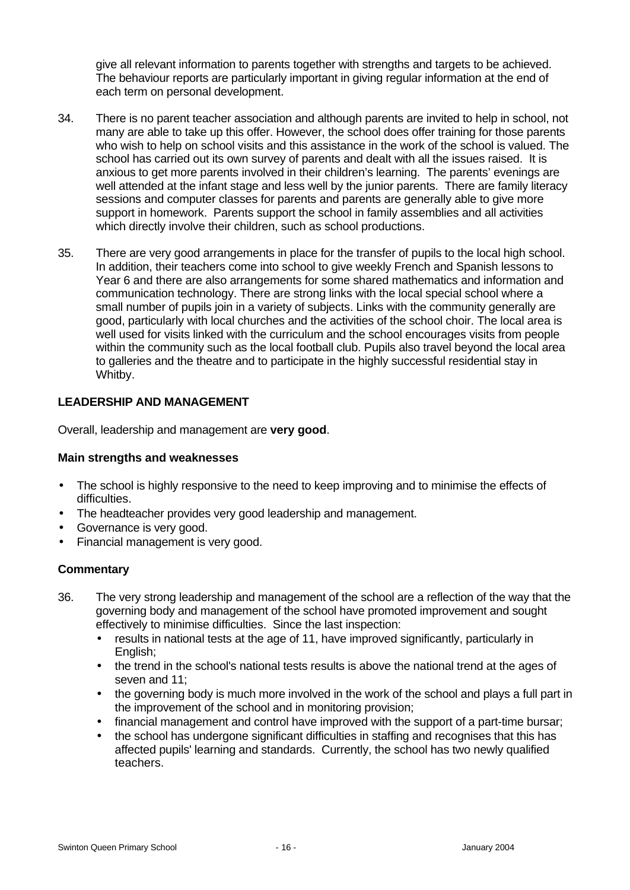give all relevant information to parents together with strengths and targets to be achieved. The behaviour reports are particularly important in giving regular information at the end of each term on personal development.

34. There is no parent teacher association and although parents are invited to help in school, not many are able to take up this offer. However, the school does offer training for those parents who wish to help on school visits and this assistance in the work of the school is valued. The school has carried out its own survey of parents and dealt with all the issues raised. It is anxious to get more parents involved in their children's learning. The parents' evenings are well attended at the infant stage and less well by the junior parents. There are family literacy sessions and computer classes for parents and parents are generally able to give more support in homework. Parents support the school in family assemblies and all activities which directly involve their children, such as school productions.

35. There are very good arrangements in place for the transfer of pupils to the local high school. In addition, their teachers come into school to give weekly French and Spanish lessons to Year 6 and there are also arrangements for some shared mathematics and information and communication technology. There are strong links with the local special school where a small number of pupils join in a variety of subjects. Links with the community generally are good, particularly with local churches and the activities of the school choir. The local area is well used for visits linked with the curriculum and the school encourages visits from people within the community such as the local football club. Pupils also travel beyond the local area to galleries and the theatre and to participate in the highly successful residential stay in Whitby.

## LEADERSHIP AND MANAGEMENT

Overall, leadership and management are **very good**.

### Main strengths and weaknesses

- The school is highly responsive to the need to keep improving and to minimise the effects of difficulties.
- The headteacher provides very good leadership and management.
- Governance is very good.
- Financial management is very good.

### Commentary

36. The very strong leadership and management of the school are a reflection of the way that the governing body and management of the school have promoted improvement and sought effectively to minimise difficulties. Since the last inspection:
    - results in national tests at the age of 11, have improved significantly, particularly in English;
    - the trend in the school's national tests results is above the national trend at the ages of seven and 11;
    - the governing body is much more involved in the work of the school and plays a full part in the improvement of the school and in monitoring provision;
    - financial management and control have improved with the support of a part-time bursar;
    - the school has undergone significant difficulties in staffing and recognises that this has affected pupils' learning and standards. Currently, the school has two newly qualified teachers.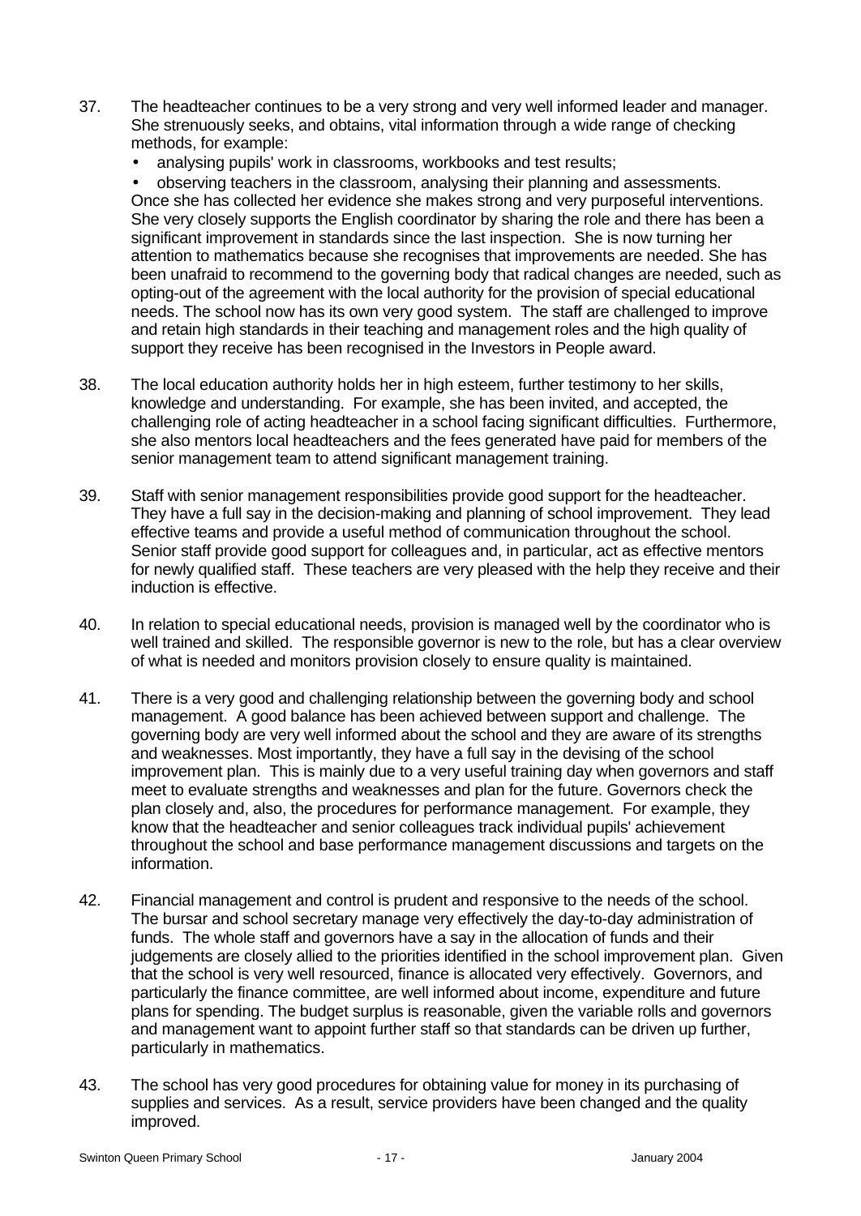37. The headteacher continues to be a very strong and very well informed leader and manager. She strenuously seeks, and obtains, vital information through a wide range of checking methods, for example:

    - analysing pupils' work in classrooms, workbooks and test results;
    - observing teachers in the classroom, analysing their planning and assessments.

    Once she has collected her evidence she makes strong and very purposeful interventions. She very closely supports the English coordinator by sharing the role and there has been a significant improvement in standards since the last inspection. She is now turning her attention to mathematics because she recognises that improvements are needed. She has been unafraid to recommend to the governing body that radical changes are needed, such as opting-out of the agreement with the local authority for the provision of special educational needs. The school now has its own very good system. The staff are challenged to improve and retain high standards in their teaching and management roles and the high quality of support they receive has been recognised in the Investors in People award.

38. The local education authority holds her in high esteem, further testimony to her skills, knowledge and understanding. For example, she has been invited, and accepted, the challenging role of acting headteacher in a school facing significant difficulties. Furthermore, she also mentors local headteachers and the fees generated have paid for members of the senior management team to attend significant management training.

39. Staff with senior management responsibilities provide good support for the headteacher. They have a full say in the decision-making and planning of school improvement. They lead effective teams and provide a useful method of communication throughout the school. Senior staff provide good support for colleagues and, in particular, act as effective mentors for newly qualified staff. These teachers are very pleased with the help they receive and their induction is effective.

40. In relation to special educational needs, provision is managed well by the coordinator who is well trained and skilled. The responsible governor is new to the role, but has a clear overview of what is needed and monitors provision closely to ensure quality is maintained.

41. There is a very good and challenging relationship between the governing body and school management. A good balance has been achieved between support and challenge. The governing body are very well informed about the school and they are aware of its strengths and weaknesses. Most importantly, they have a full say in the devising of the school improvement plan. This is mainly due to a very useful training day when governors and staff meet to evaluate strengths and weaknesses and plan for the future. Governors check the plan closely and, also, the procedures for performance management. For example, they know that the headteacher and senior colleagues track individual pupils' achievement throughout the school and base performance management discussions and targets on the information.

42. Financial management and control is prudent and responsive to the needs of the school. The bursar and school secretary manage very effectively the day-to-day administration of funds. The whole staff and governors have a say in the allocation of funds and their judgements are closely allied to the priorities identified in the school improvement plan. Given that the school is very well resourced, finance is allocated very effectively. Governors, and particularly the finance committee, are well informed about income, expenditure and future plans for spending. The budget surplus is reasonable, given the variable rolls and governors and management want to appoint further staff so that standards can be driven up further, particularly in mathematics.

43. The school has very good procedures for obtaining value for money in its purchasing of supplies and services. As a result, service providers have been changed and the quality improved.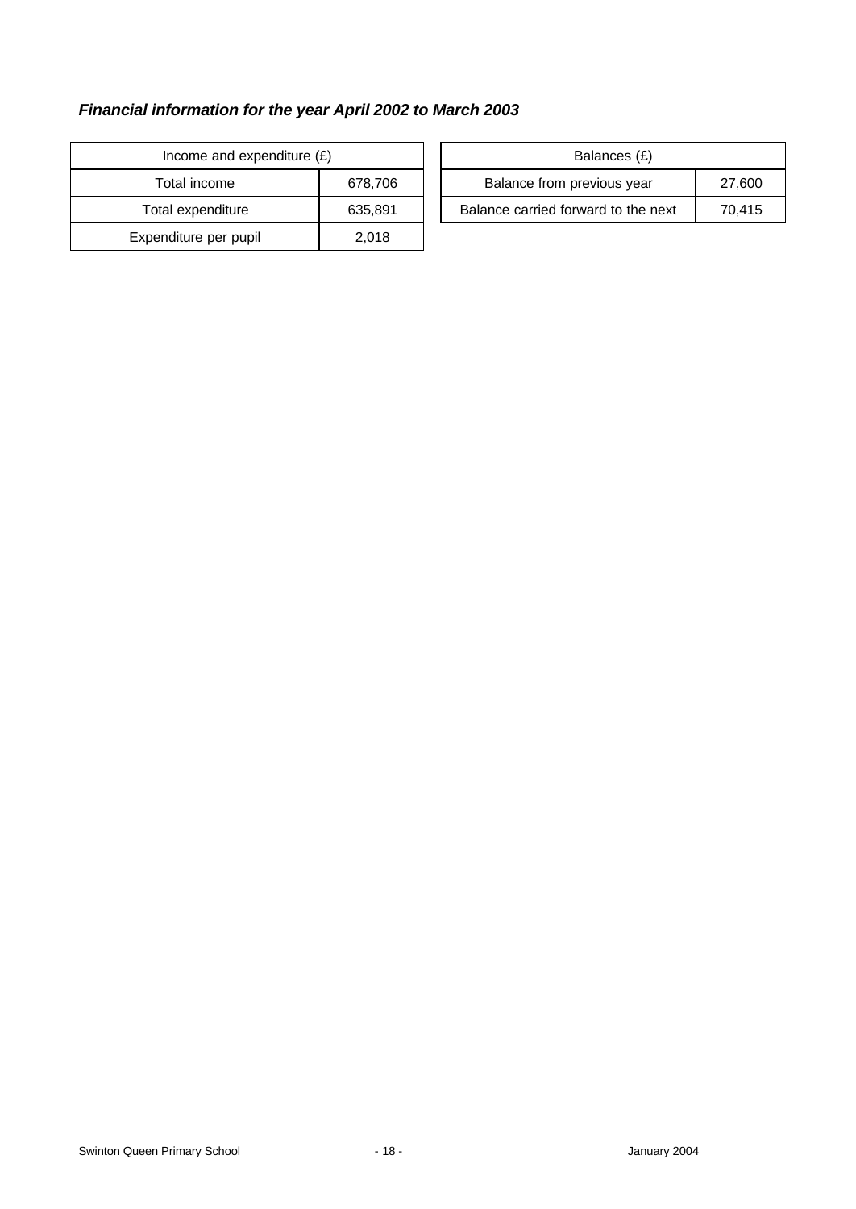### *Financial information for the year April 2002 to March 2003*

| Income and expenditure (£) | |
|---|---|
| Total income | 678,706 |
| Total expenditure | 635,891 |
| Expenditure per pupil | 2,018 |

| Balances (£) | |
|---|---|
| Balance from previous year | 27,600 |
| Balance carried forward to the next | 70,415 |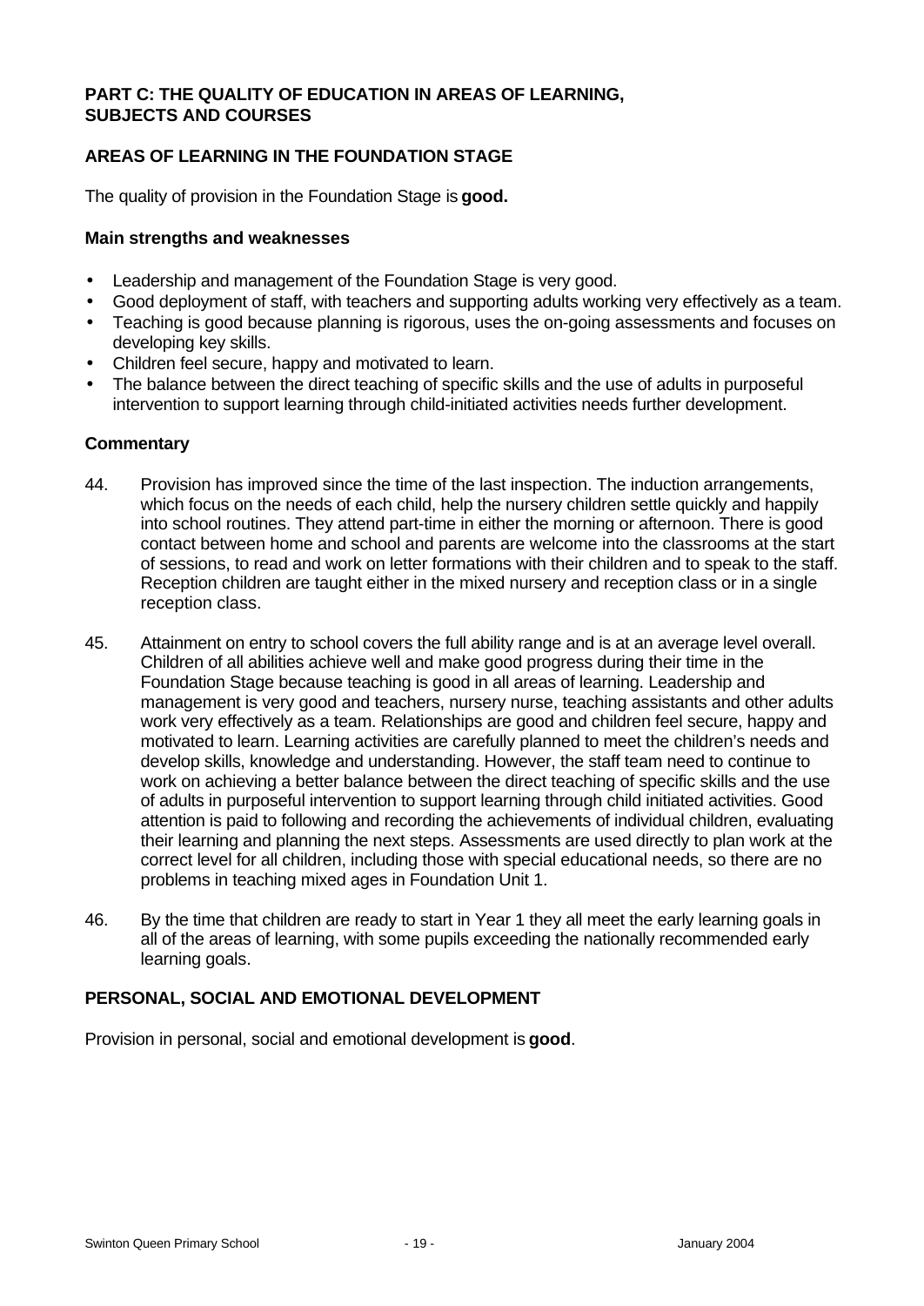## PART C: THE QUALITY OF EDUCATION IN AREAS OF LEARNING, SUBJECTS AND COURSES

### AREAS OF LEARNING IN THE FOUNDATION STAGE

The quality of provision in the Foundation Stage is **good.**

#### Main strengths and weaknesses

- Leadership and management of the Foundation Stage is very good.
- Good deployment of staff, with teachers and supporting adults working very effectively as a team.
- Teaching is good because planning is rigorous, uses the on-going assessments and focuses on developing key skills.
- Children feel secure, happy and motivated to learn.
- The balance between the direct teaching of specific skills and the use of adults in purposeful intervention to support learning through child-initiated activities needs further development.

#### Commentary

44. Provision has improved since the time of the last inspection. The induction arrangements, which focus on the needs of each child, help the nursery children settle quickly and happily into school routines. They attend part-time in either the morning or afternoon. There is good contact between home and school and parents are welcome into the classrooms at the start of sessions, to read and work on letter formations with their children and to speak to the staff. Reception children are taught either in the mixed nursery and reception class or in a single reception class.

45. Attainment on entry to school covers the full ability range and is at an average level overall. Children of all abilities achieve well and make good progress during their time in the Foundation Stage because teaching is good in all areas of learning. Leadership and management is very good and teachers, nursery nurse, teaching assistants and other adults work very effectively as a team. Relationships are good and children feel secure, happy and motivated to learn. Learning activities are carefully planned to meet the children's needs and develop skills, knowledge and understanding. However, the staff team need to continue to work on achieving a better balance between the direct teaching of specific skills and the use of adults in purposeful intervention to support learning through child initiated activities. Good attention is paid to following and recording the achievements of individual children, evaluating their learning and planning the next steps. Assessments are used directly to plan work at the correct level for all children, including those with special educational needs, so there are no problems in teaching mixed ages in Foundation Unit 1.

46. By the time that children are ready to start in Year 1 they all meet the early learning goals in all of the areas of learning, with some pupils exceeding the nationally recommended early learning goals.

### PERSONAL, SOCIAL AND EMOTIONAL DEVELOPMENT

Provision in personal, social and emotional development is **good**.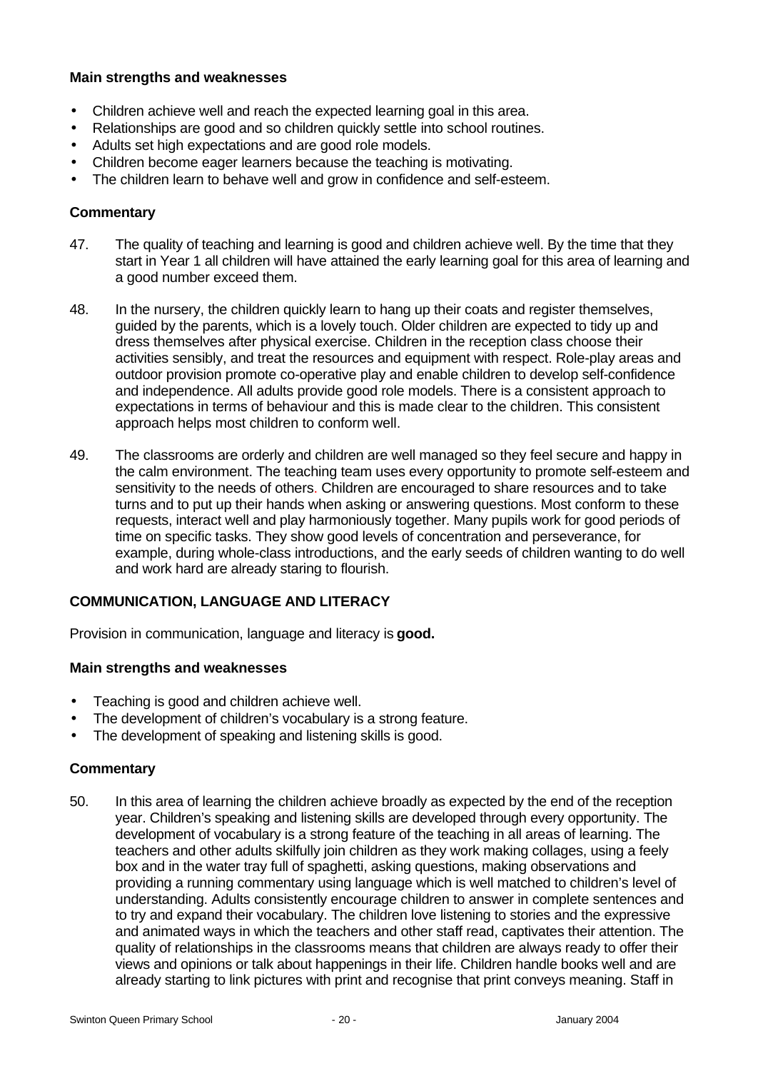**Main strengths and weaknesses**

- Children achieve well and reach the expected learning goal in this area.
- Relationships are good and so children quickly settle into school routines.
- Adults set high expectations and are good role models.
- Children become eager learners because the teaching is motivating.
- The children learn to behave well and grow in confidence and self-esteem.

**Commentary**

47. The quality of teaching and learning is good and children achieve well. By the time that they start in Year 1 all children will have attained the early learning goal for this area of learning and a good number exceed them.

48. In the nursery, the children quickly learn to hang up their coats and register themselves, guided by the parents, which is a lovely touch. Older children are expected to tidy up and dress themselves after physical exercise. Children in the reception class choose their activities sensibly, and treat the resources and equipment with respect. Role-play areas and outdoor provision promote co-operative play and enable children to develop self-confidence and independence. All adults provide good role models. There is a consistent approach to expectations in terms of behaviour and this is made clear to the children. This consistent approach helps most children to conform well.

49. The classrooms are orderly and children are well managed so they feel secure and happy in the calm environment. The teaching team uses every opportunity to promote self-esteem and sensitivity to the needs of others. Children are encouraged to share resources and to take turns and to put up their hands when asking or answering questions. Most conform to these requests, interact well and play harmoniously together. Many pupils work for good periods of time on specific tasks. They show good levels of concentration and perseverance, for example, during whole-class introductions, and the early seeds of children wanting to do well and work hard are already staring to flourish.

## COMMUNICATION, LANGUAGE AND LITERACY

Provision in communication, language and literacy is **good.**

**Main strengths and weaknesses**

- Teaching is good and children achieve well.
- The development of children's vocabulary is a strong feature.
- The development of speaking and listening skills is good.

**Commentary**

50. In this area of learning the children achieve broadly as expected by the end of the reception year. Children's speaking and listening skills are developed through every opportunity. The development of vocabulary is a strong feature of the teaching in all areas of learning. The teachers and other adults skilfully join children as they work making collages, using a feely box and in the water tray full of spaghetti, asking questions, making observations and providing a running commentary using language which is well matched to children's level of understanding. Adults consistently encourage children to answer in complete sentences and to try and expand their vocabulary. The children love listening to stories and the expressive and animated ways in which the teachers and other staff read, captivates their attention. The quality of relationships in the classrooms means that children are always ready to offer their views and opinions or talk about happenings in their life. Children handle books well and are already starting to link pictures with print and recognise that print conveys meaning. Staff in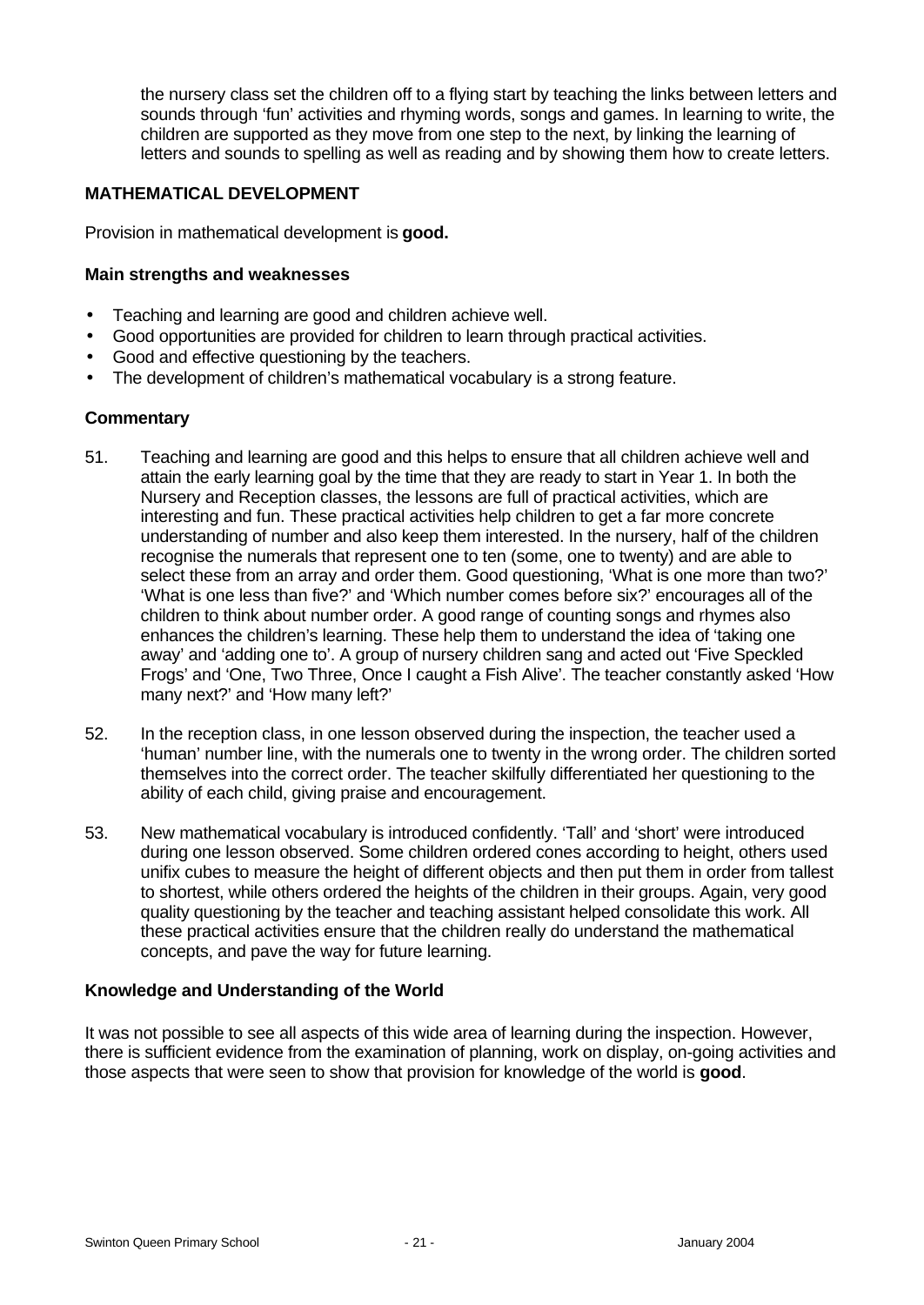the nursery class set the children off to a flying start by teaching the links between letters and sounds through 'fun' activities and rhyming words, songs and games. In learning to write, the children are supported as they move from one step to the next, by linking the learning of letters and sounds to spelling as well as reading and by showing them how to create letters.

## MATHEMATICAL DEVELOPMENT

Provision in mathematical development is **good.**

### Main strengths and weaknesses

- Teaching and learning are good and children achieve well.
- Good opportunities are provided for children to learn through practical activities.
- Good and effective questioning by the teachers.
- The development of children's mathematical vocabulary is a strong feature.

### Commentary

51. Teaching and learning are good and this helps to ensure that all children achieve well and attain the early learning goal by the time that they are ready to start in Year 1. In both the Nursery and Reception classes, the lessons are full of practical activities, which are interesting and fun. These practical activities help children to get a far more concrete understanding of number and also keep them interested. In the nursery, half of the children recognise the numerals that represent one to ten (some, one to twenty) and are able to select these from an array and order them. Good questioning, 'What is one more than two?' 'What is one less than five?' and 'Which number comes before six?' encourages all of the children to think about number order. A good range of counting songs and rhymes also enhances the children's learning. These help them to understand the idea of 'taking one away' and 'adding one to'. A group of nursery children sang and acted out 'Five Speckled Frogs' and 'One, Two Three, Once I caught a Fish Alive'. The teacher constantly asked 'How many next?' and 'How many left?'

52. In the reception class, in one lesson observed during the inspection, the teacher used a 'human' number line, with the numerals one to twenty in the wrong order. The children sorted themselves into the correct order. The teacher skilfully differentiated her questioning to the ability of each child, giving praise and encouragement.

53. New mathematical vocabulary is introduced confidently. 'Tall' and 'short' were introduced during one lesson observed. Some children ordered cones according to height, others used unifix cubes to measure the height of different objects and then put them in order from tallest to shortest, while others ordered the heights of the children in their groups. Again, very good quality questioning by the teacher and teaching assistant helped consolidate this work. All these practical activities ensure that the children really do understand the mathematical concepts, and pave the way for future learning.

## Knowledge and Understanding of the World

It was not possible to see all aspects of this wide area of learning during the inspection. However, there is sufficient evidence from the examination of planning, work on display, on-going activities and those aspects that were seen to show that provision for knowledge of the world is **good**.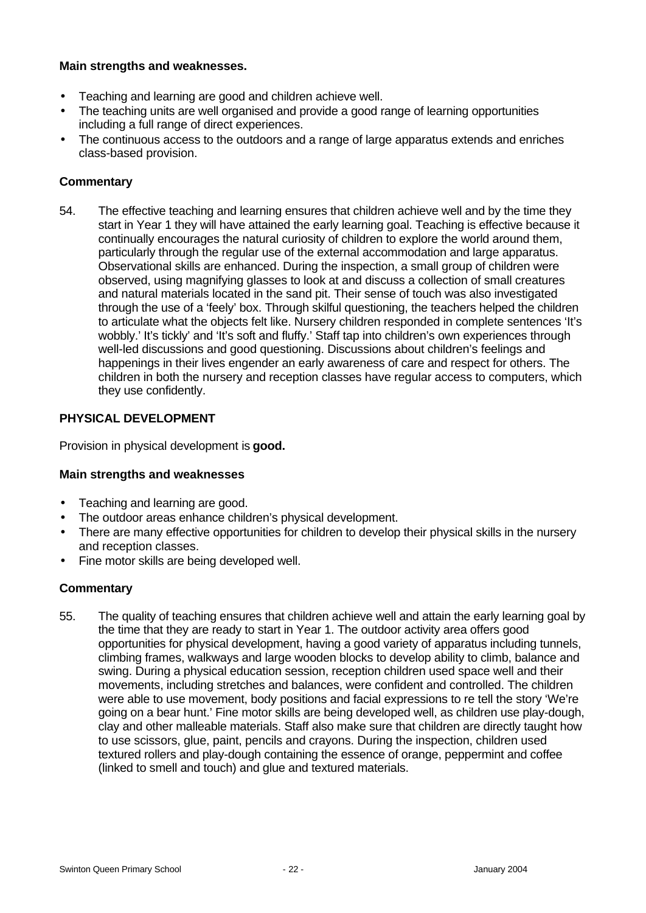**Main strengths and weaknesses.**

- Teaching and learning are good and children achieve well.
- The teaching units are well organised and provide a good range of learning opportunities including a full range of direct experiences.
- The continuous access to the outdoors and a range of large apparatus extends and enriches class-based provision.

**Commentary**

54. The effective teaching and learning ensures that children achieve well and by the time they start in Year 1 they will have attained the early learning goal. Teaching is effective because it continually encourages the natural curiosity of children to explore the world around them, particularly through the regular use of the external accommodation and large apparatus. Observational skills are enhanced. During the inspection, a small group of children were observed, using magnifying glasses to look at and discuss a collection of small creatures and natural materials located in the sand pit. Their sense of touch was also investigated through the use of a 'feely' box. Through skilful questioning, the teachers helped the children to articulate what the objects felt like. Nursery children responded in complete sentences 'It's wobbly.' It's tickly' and 'It's soft and fluffy.' Staff tap into children's own experiences through well-led discussions and good questioning. Discussions about children's feelings and happenings in their lives engender an early awareness of care and respect for others. The children in both the nursery and reception classes have regular access to computers, which they use confidently.

## PHYSICAL DEVELOPMENT

Provision in physical development is **good.**

**Main strengths and weaknesses**

- Teaching and learning are good.
- The outdoor areas enhance children's physical development.
- There are many effective opportunities for children to develop their physical skills in the nursery and reception classes.
- Fine motor skills are being developed well.

**Commentary**

55. The quality of teaching ensures that children achieve well and attain the early learning goal by the time that they are ready to start in Year 1. The outdoor activity area offers good opportunities for physical development, having a good variety of apparatus including tunnels, climbing frames, walkways and large wooden blocks to develop ability to climb, balance and swing. During a physical education session, reception children used space well and their movements, including stretches and balances, were confident and controlled. The children were able to use movement, body positions and facial expressions to re tell the story 'We're going on a bear hunt.' Fine motor skills are being developed well, as children use play-dough, clay and other malleable materials. Staff also make sure that children are directly taught how to use scissors, glue, paint, pencils and crayons. During the inspection, children used textured rollers and play-dough containing the essence of orange, peppermint and coffee (linked to smell and touch) and glue and textured materials.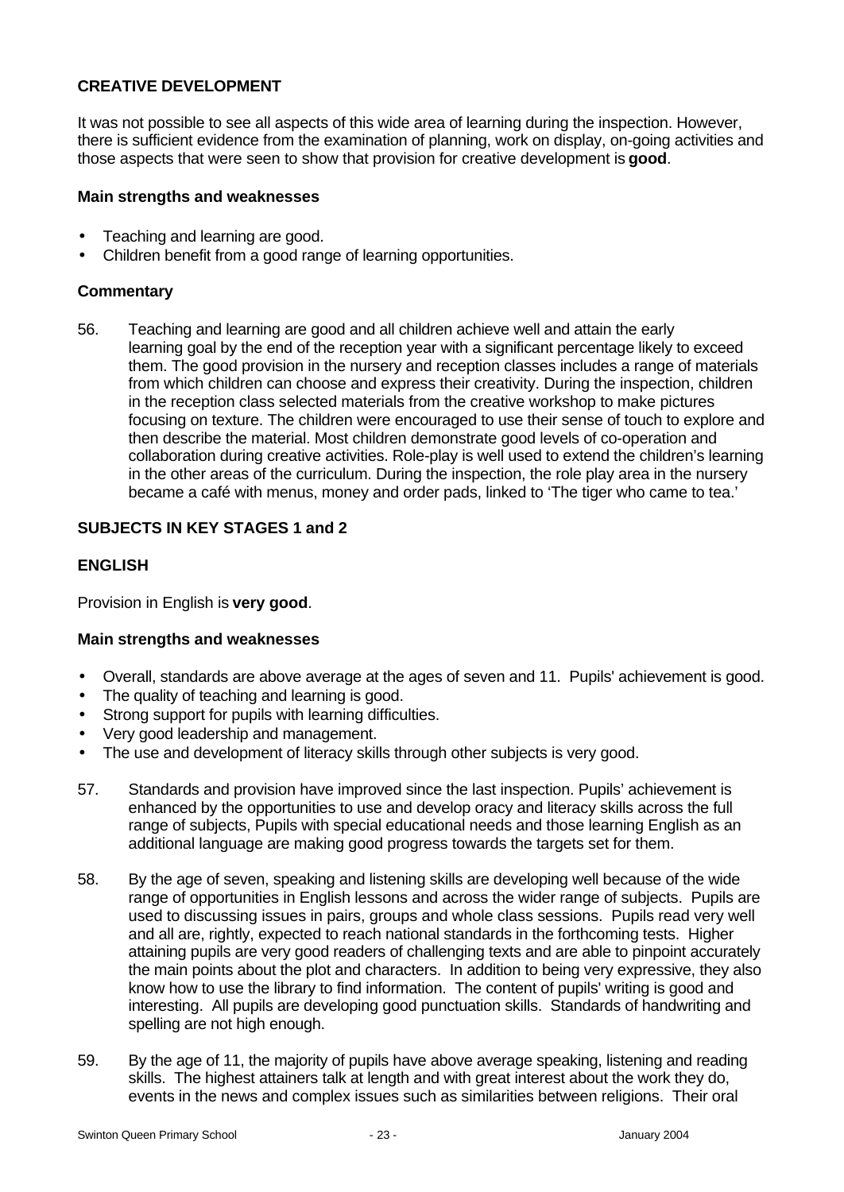### CREATIVE DEVELOPMENT

It was not possible to see all aspects of this wide area of learning during the inspection. However, there is sufficient evidence from the examination of planning, work on display, on-going activities and those aspects that were seen to show that provision for creative development is **good**.

#### Main strengths and weaknesses

- Teaching and learning are good.
- Children benefit from a good range of learning opportunities.

#### Commentary

56. Teaching and learning are good and all children achieve well and attain the early learning goal by the end of the reception year with a significant percentage likely to exceed them. The good provision in the nursery and reception classes includes a range of materials from which children can choose and express their creativity. During the inspection, children in the reception class selected materials from the creative workshop to make pictures focusing on texture. The children were encouraged to use their sense of touch to explore and then describe the material. Most children demonstrate good levels of co-operation and collaboration during creative activities. Role-play is well used to extend the children's learning in the other areas of the curriculum. During the inspection, the role play area in the nursery became a café with menus, money and order pads, linked to 'The tiger who came to tea.'

## SUBJECTS IN KEY STAGES 1 and 2

### ENGLISH

Provision in English is **very good**.

#### Main strengths and weaknesses

- Overall, standards are above average at the ages of seven and 11. Pupils' achievement is good.
- The quality of teaching and learning is good.
- Strong support for pupils with learning difficulties.
- Very good leadership and management.
- The use and development of literacy skills through other subjects is very good.

57. Standards and provision have improved since the last inspection. Pupils' achievement is enhanced by the opportunities to use and develop oracy and literacy skills across the full range of subjects, Pupils with special educational needs and those learning English as an additional language are making good progress towards the targets set for them.

58. By the age of seven, speaking and listening skills are developing well because of the wide range of opportunities in English lessons and across the wider range of subjects. Pupils are used to discussing issues in pairs, groups and whole class sessions. Pupils read very well and all are, rightly, expected to reach national standards in the forthcoming tests. Higher attaining pupils are very good readers of challenging texts and are able to pinpoint accurately the main points about the plot and characters. In addition to being very expressive, they also know how to use the library to find information. The content of pupils' writing is good and interesting. All pupils are developing good punctuation skills. Standards of handwriting and spelling are not high enough.

59. By the age of 11, the majority of pupils have above average speaking, listening and reading skills. The highest attainers talk at length and with great interest about the work they do, events in the news and complex issues such as similarities between religions. Their oral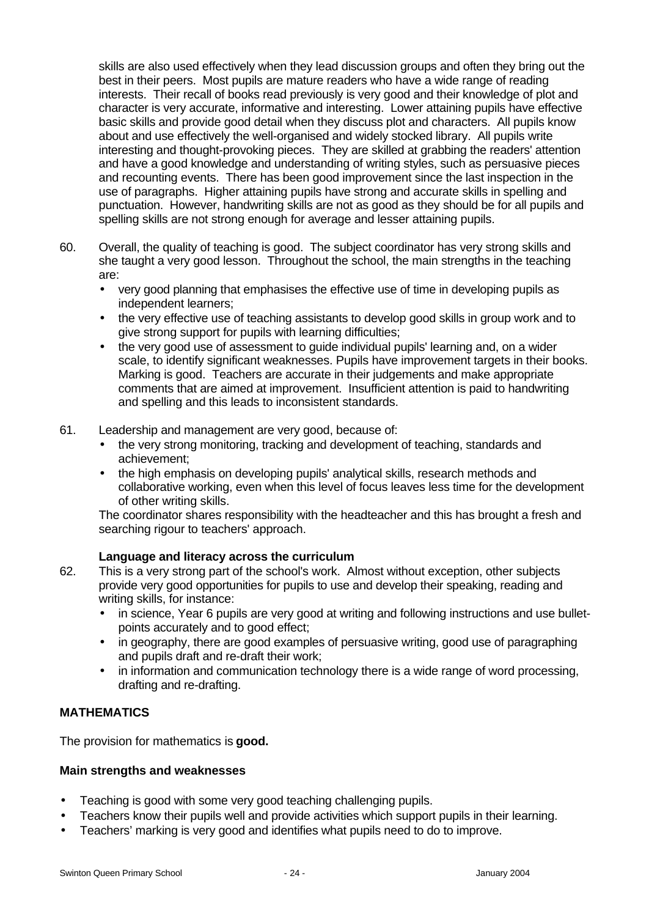skills are also used effectively when they lead discussion groups and often they bring out the best in their peers. Most pupils are mature readers who have a wide range of reading interests. Their recall of books read previously is very good and their knowledge of plot and character is very accurate, informative and interesting. Lower attaining pupils have effective basic skills and provide good detail when they discuss plot and characters. All pupils know about and use effectively the well-organised and widely stocked library. All pupils write interesting and thought-provoking pieces. They are skilled at grabbing the readers' attention and have a good knowledge and understanding of writing styles, such as persuasive pieces and recounting events. There has been good improvement since the last inspection in the use of paragraphs. Higher attaining pupils have strong and accurate skills in spelling and punctuation. However, handwriting skills are not as good as they should be for all pupils and spelling skills are not strong enough for average and lesser attaining pupils.

60. Overall, the quality of teaching is good. The subject coordinator has very strong skills and she taught a very good lesson. Throughout the school, the main strengths in the teaching are:
    - very good planning that emphasises the effective use of time in developing pupils as independent learners;
    - the very effective use of teaching assistants to develop good skills in group work and to give strong support for pupils with learning difficulties;
    - the very good use of assessment to guide individual pupils' learning and, on a wider scale, to identify significant weaknesses. Pupils have improvement targets in their books. Marking is good. Teachers are accurate in their judgements and make appropriate comments that are aimed at improvement. Insufficient attention is paid to handwriting and spelling and this leads to inconsistent standards.

61. Leadership and management are very good, because of:
    - the very strong monitoring, tracking and development of teaching, standards and achievement;
    - the high emphasis on developing pupils' analytical skills, research methods and collaborative working, even when this level of focus leaves less time for the development of other writing skills.

    The coordinator shares responsibility with the headteacher and this has brought a fresh and searching rigour to teachers' approach.

**Language and literacy across the curriculum**

62. This is a very strong part of the school's work. Almost without exception, other subjects provide very good opportunities for pupils to use and develop their speaking, reading and writing skills, for instance:
    - in science, Year 6 pupils are very good at writing and following instructions and use bullet-points accurately and to good effect;
    - in geography, there are good examples of persuasive writing, good use of paragraphing and pupils draft and re-draft their work;
    - in information and communication technology there is a wide range of word processing, drafting and re-drafting.

## MATHEMATICS

The provision for mathematics is **good.**

### Main strengths and weaknesses

- Teaching is good with some very good teaching challenging pupils.
- Teachers know their pupils well and provide activities which support pupils in their learning.
- Teachers' marking is very good and identifies what pupils need to do to improve.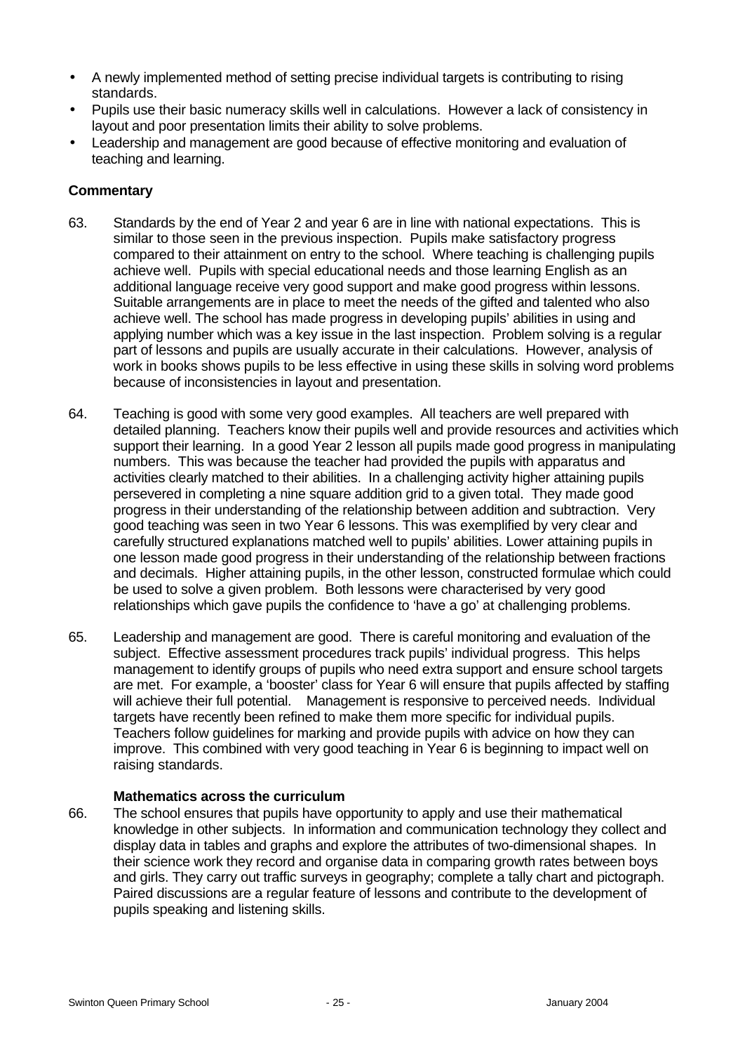- A newly implemented method of setting precise individual targets is contributing to rising standards.
- Pupils use their basic numeracy skills well in calculations. However a lack of consistency in layout and poor presentation limits their ability to solve problems.
- Leadership and management are good because of effective monitoring and evaluation of teaching and learning.

**Commentary**

63. Standards by the end of Year 2 and year 6 are in line with national expectations. This is similar to those seen in the previous inspection. Pupils make satisfactory progress compared to their attainment on entry to the school. Where teaching is challenging pupils achieve well. Pupils with special educational needs and those learning English as an additional language receive very good support and make good progress within lessons. Suitable arrangements are in place to meet the needs of the gifted and talented who also achieve well. The school has made progress in developing pupils' abilities in using and applying number which was a key issue in the last inspection. Problem solving is a regular part of lessons and pupils are usually accurate in their calculations. However, analysis of work in books shows pupils to be less effective in using these skills in solving word problems because of inconsistencies in layout and presentation.

64. Teaching is good with some very good examples. All teachers are well prepared with detailed planning. Teachers know their pupils well and provide resources and activities which support their learning. In a good Year 2 lesson all pupils made good progress in manipulating numbers. This was because the teacher had provided the pupils with apparatus and activities clearly matched to their abilities. In a challenging activity higher attaining pupils persevered in completing a nine square addition grid to a given total. They made good progress in their understanding of the relationship between addition and subtraction. Very good teaching was seen in two Year 6 lessons. This was exemplified by very clear and carefully structured explanations matched well to pupils' abilities. Lower attaining pupils in one lesson made good progress in their understanding of the relationship between fractions and decimals. Higher attaining pupils, in the other lesson, constructed formulae which could be used to solve a given problem. Both lessons were characterised by very good relationships which gave pupils the confidence to 'have a go' at challenging problems.

65. Leadership and management are good. There is careful monitoring and evaluation of the subject. Effective assessment procedures track pupils' individual progress. This helps management to identify groups of pupils who need extra support and ensure school targets are met. For example, a 'booster' class for Year 6 will ensure that pupils affected by staffing will achieve their full potential. Management is responsive to perceived needs. Individual targets have recently been refined to make them more specific for individual pupils. Teachers follow guidelines for marking and provide pupils with advice on how they can improve. This combined with very good teaching in Year 6 is beginning to impact well on raising standards.

**Mathematics across the curriculum**

66. The school ensures that pupils have opportunity to apply and use their mathematical knowledge in other subjects. In information and communication technology they collect and display data in tables and graphs and explore the attributes of two-dimensional shapes. In their science work they record and organise data in comparing growth rates between boys and girls. They carry out traffic surveys in geography; complete a tally chart and pictograph. Paired discussions are a regular feature of lessons and contribute to the development of pupils speaking and listening skills.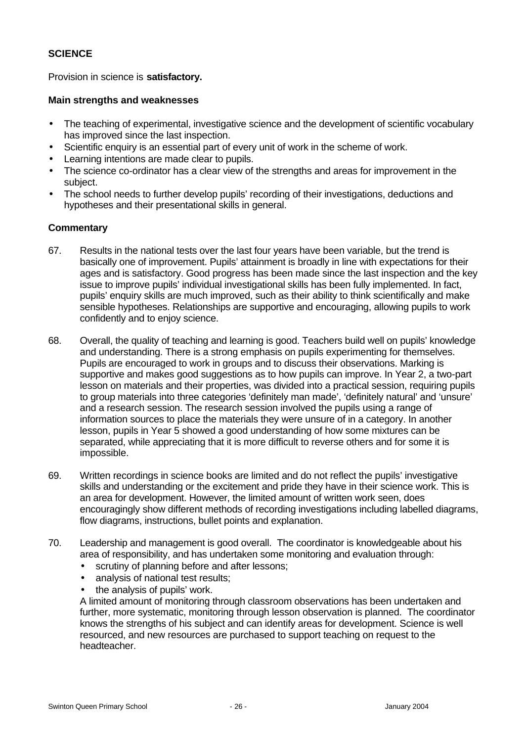### SCIENCE

Provision in science is **satisfactory.**

#### Main strengths and weaknesses

- The teaching of experimental, investigative science and the development of scientific vocabulary has improved since the last inspection.
- Scientific enquiry is an essential part of every unit of work in the scheme of work.
- Learning intentions are made clear to pupils.
- The science co-ordinator has a clear view of the strengths and areas for improvement in the subject.
- The school needs to further develop pupils' recording of their investigations, deductions and hypotheses and their presentational skills in general.

#### Commentary

67. Results in the national tests over the last four years have been variable, but the trend is basically one of improvement. Pupils' attainment is broadly in line with expectations for their ages and is satisfactory. Good progress has been made since the last inspection and the key issue to improve pupils' individual investigational skills has been fully implemented. In fact, pupils' enquiry skills are much improved, such as their ability to think scientifically and make sensible hypotheses. Relationships are supportive and encouraging, allowing pupils to work confidently and to enjoy science.

68. Overall, the quality of teaching and learning is good. Teachers build well on pupils' knowledge and understanding. There is a strong emphasis on pupils experimenting for themselves. Pupils are encouraged to work in groups and to discuss their observations. Marking is supportive and makes good suggestions as to how pupils can improve. In Year 2, a two-part lesson on materials and their properties, was divided into a practical session, requiring pupils to group materials into three categories 'definitely man made', 'definitely natural' and 'unsure' and a research session. The research session involved the pupils using a range of information sources to place the materials they were unsure of in a category. In another lesson, pupils in Year 5 showed a good understanding of how some mixtures can be separated, while appreciating that it is more difficult to reverse others and for some it is impossible.

69. Written recordings in science books are limited and do not reflect the pupils' investigative skills and understanding or the excitement and pride they have in their science work. This is an area for development. However, the limited amount of written work seen, does encouragingly show different methods of recording investigations including labelled diagrams, flow diagrams, instructions, bullet points and explanation.

70. Leadership and management is good overall. The coordinator is knowledgeable about his area of responsibility, and has undertaken some monitoring and evaluation through:
    - scrutiny of planning before and after lessons;
    - analysis of national test results;
    - the analysis of pupils' work.

    A limited amount of monitoring through classroom observations has been undertaken and further, more systematic, monitoring through lesson observation is planned. The coordinator knows the strengths of his subject and can identify areas for development. Science is well resourced, and new resources are purchased to support teaching on request to the headteacher.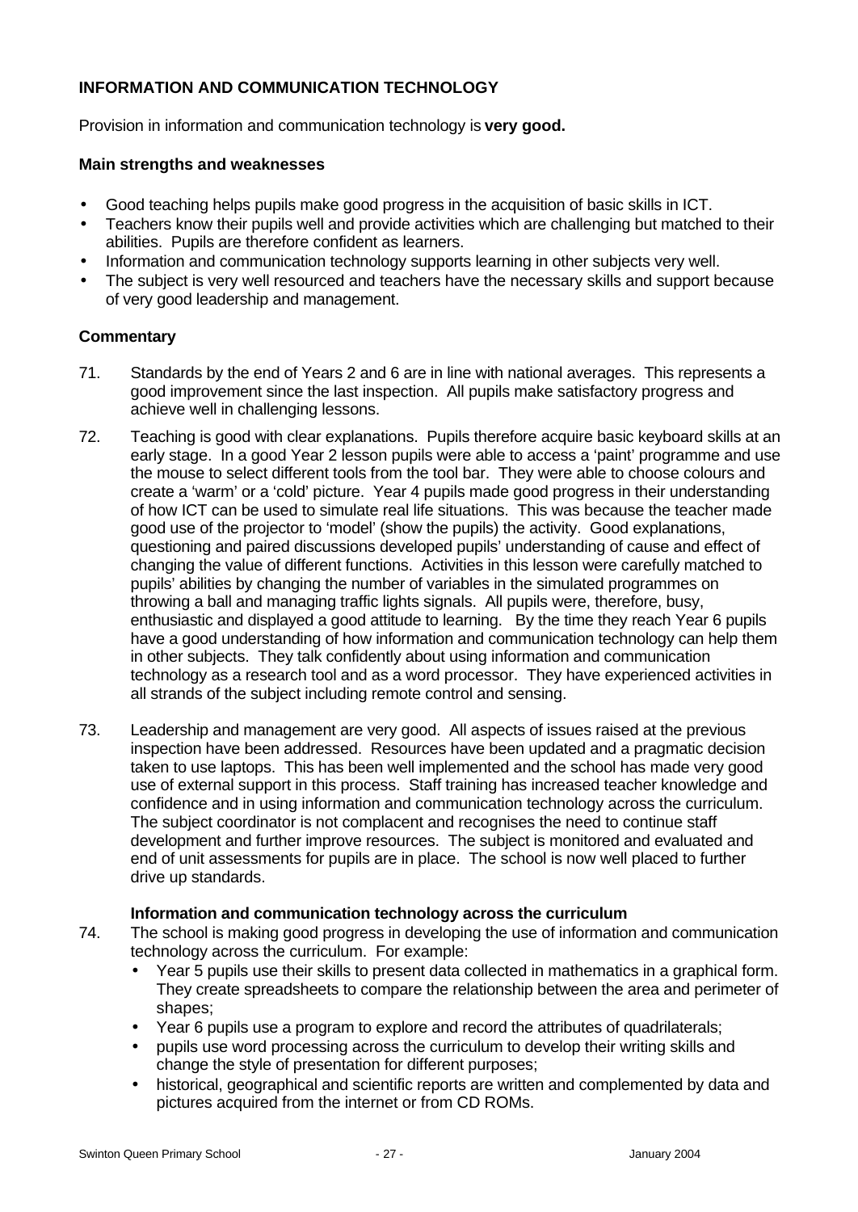## INFORMATION AND COMMUNICATION TECHNOLOGY

Provision in information and communication technology is **very good.**

### Main strengths and weaknesses

- Good teaching helps pupils make good progress in the acquisition of basic skills in ICT.
- Teachers know their pupils well and provide activities which are challenging but matched to their abilities. Pupils are therefore confident as learners.
- Information and communication technology supports learning in other subjects very well.
- The subject is very well resourced and teachers have the necessary skills and support because of very good leadership and management.

### Commentary

71. Standards by the end of Years 2 and 6 are in line with national averages. This represents a good improvement since the last inspection. All pupils make satisfactory progress and achieve well in challenging lessons.

72. Teaching is good with clear explanations. Pupils therefore acquire basic keyboard skills at an early stage. In a good Year 2 lesson pupils were able to access a 'paint' programme and use the mouse to select different tools from the tool bar. They were able to choose colours and create a 'warm' or a 'cold' picture. Year 4 pupils made good progress in their understanding of how ICT can be used to simulate real life situations. This was because the teacher made good use of the projector to 'model' (show the pupils) the activity. Good explanations, questioning and paired discussions developed pupils' understanding of cause and effect of changing the value of different functions. Activities in this lesson were carefully matched to pupils' abilities by changing the number of variables in the simulated programmes on throwing a ball and managing traffic lights signals. All pupils were, therefore, busy, enthusiastic and displayed a good attitude to learning. By the time they reach Year 6 pupils have a good understanding of how information and communication technology can help them in other subjects. They talk confidently about using information and communication technology as a research tool and as a word processor. They have experienced activities in all strands of the subject including remote control and sensing.

73. Leadership and management are very good. All aspects of issues raised at the previous inspection have been addressed. Resources have been updated and a pragmatic decision taken to use laptops. This has been well implemented and the school has made very good use of external support in this process. Staff training has increased teacher knowledge and confidence and in using information and communication technology across the curriculum. The subject coordinator is not complacent and recognises the need to continue staff development and further improve resources. The subject is monitored and evaluated and end of unit assessments for pupils are in place. The school is now well placed to further drive up standards.

#### Information and communication technology across the curriculum

74. The school is making good progress in developing the use of information and communication technology across the curriculum. For example:
    - Year 5 pupils use their skills to present data collected in mathematics in a graphical form. They create spreadsheets to compare the relationship between the area and perimeter of shapes;
    - Year 6 pupils use a program to explore and record the attributes of quadrilaterals;
    - pupils use word processing across the curriculum to develop their writing skills and change the style of presentation for different purposes;
    - historical, geographical and scientific reports are written and complemented by data and pictures acquired from the internet or from CD ROMs.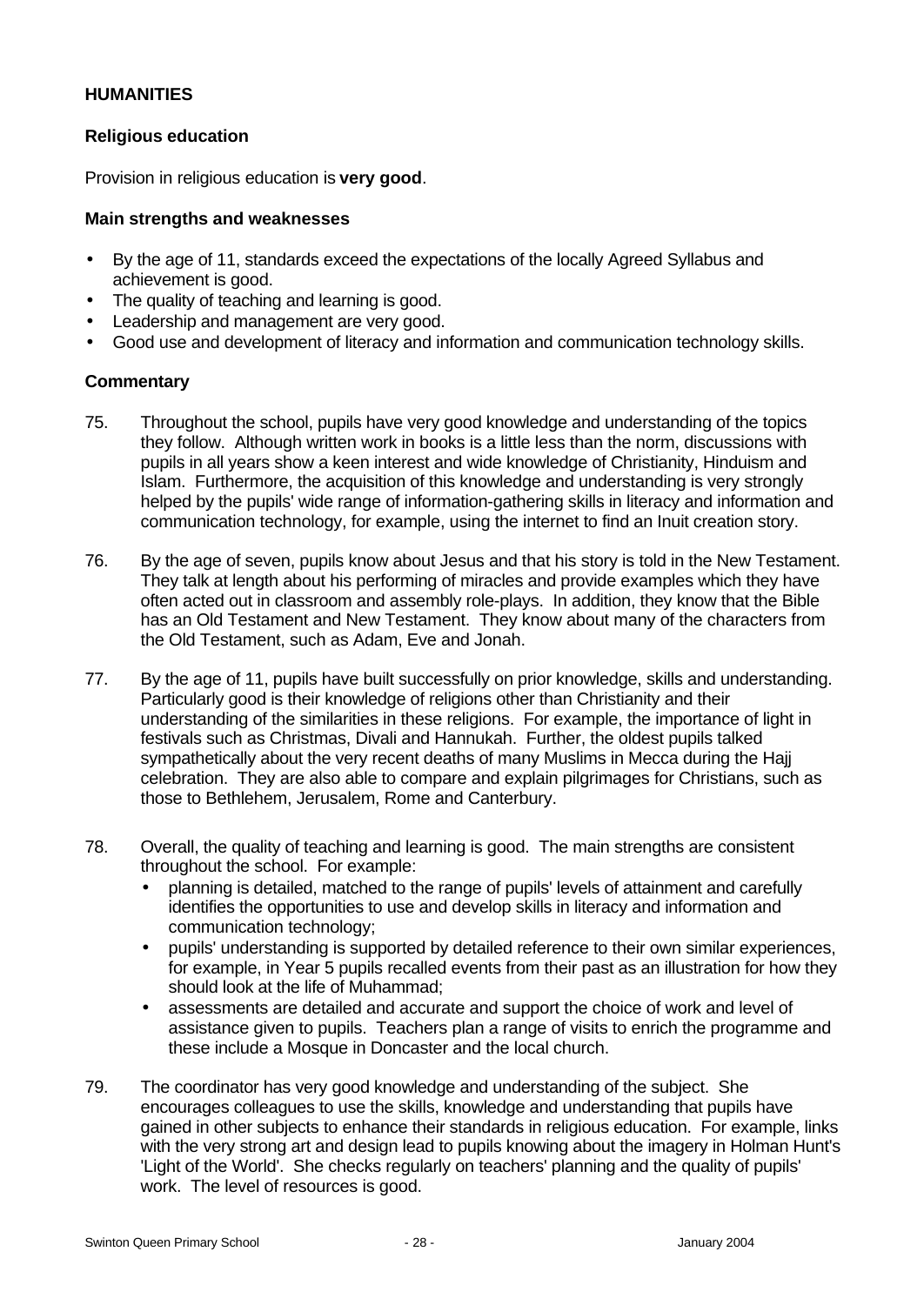## HUMANITIES

### Religious education

Provision in religious education is **very good**.

#### Main strengths and weaknesses

- By the age of 11, standards exceed the expectations of the locally Agreed Syllabus and achievement is good.
- The quality of teaching and learning is good.
- Leadership and management are very good.
- Good use and development of literacy and information and communication technology skills.

#### Commentary

75. Throughout the school, pupils have very good knowledge and understanding of the topics they follow. Although written work in books is a little less than the norm, discussions with pupils in all years show a keen interest and wide knowledge of Christianity, Hinduism and Islam. Furthermore, the acquisition of this knowledge and understanding is very strongly helped by the pupils' wide range of information-gathering skills in literacy and information and communication technology, for example, using the internet to find an Inuit creation story.

76. By the age of seven, pupils know about Jesus and that his story is told in the New Testament. They talk at length about his performing of miracles and provide examples which they have often acted out in classroom and assembly role-plays. In addition, they know that the Bible has an Old Testament and New Testament. They know about many of the characters from the Old Testament, such as Adam, Eve and Jonah.

77. By the age of 11, pupils have built successfully on prior knowledge, skills and understanding. Particularly good is their knowledge of religions other than Christianity and their understanding of the similarities in these religions. For example, the importance of light in festivals such as Christmas, Divali and Hannukah. Further, the oldest pupils talked sympathetically about the very recent deaths of many Muslims in Mecca during the Hajj celebration. They are also able to compare and explain pilgrimages for Christians, such as those to Bethlehem, Jerusalem, Rome and Canterbury.

78. Overall, the quality of teaching and learning is good. The main strengths are consistent throughout the school. For example:
    - planning is detailed, matched to the range of pupils' levels of attainment and carefully identifies the opportunities to use and develop skills in literacy and information and communication technology;
    - pupils' understanding is supported by detailed reference to their own similar experiences, for example, in Year 5 pupils recalled events from their past as an illustration for how they should look at the life of Muhammad;
    - assessments are detailed and accurate and support the choice of work and level of assistance given to pupils. Teachers plan a range of visits to enrich the programme and these include a Mosque in Doncaster and the local church.

79. The coordinator has very good knowledge and understanding of the subject. She encourages colleagues to use the skills, knowledge and understanding that pupils have gained in other subjects to enhance their standards in religious education. For example, links with the very strong art and design lead to pupils knowing about the imagery in Holman Hunt's 'Light of the World'. She checks regularly on teachers' planning and the quality of pupils' work. The level of resources is good.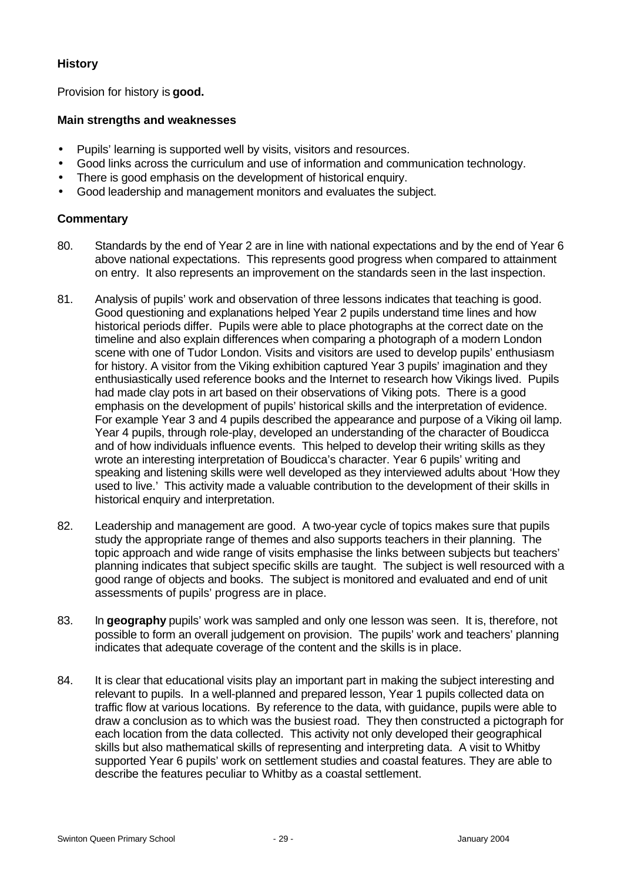### History

Provision for history is **good.**

#### Main strengths and weaknesses

- Pupils' learning is supported well by visits, visitors and resources.
- Good links across the curriculum and use of information and communication technology.
- There is good emphasis on the development of historical enquiry.
- Good leadership and management monitors and evaluates the subject.

#### Commentary

80. Standards by the end of Year 2 are in line with national expectations and by the end of Year 6 above national expectations. This represents good progress when compared to attainment on entry. It also represents an improvement on the standards seen in the last inspection.

81. Analysis of pupils' work and observation of three lessons indicates that teaching is good. Good questioning and explanations helped Year 2 pupils understand time lines and how historical periods differ. Pupils were able to place photographs at the correct date on the timeline and also explain differences when comparing a photograph of a modern London scene with one of Tudor London. Visits and visitors are used to develop pupils' enthusiasm for history. A visitor from the Viking exhibition captured Year 3 pupils' imagination and they enthusiastically used reference books and the Internet to research how Vikings lived. Pupils had made clay pots in art based on their observations of Viking pots. There is a good emphasis on the development of pupils' historical skills and the interpretation of evidence. For example Year 3 and 4 pupils described the appearance and purpose of a Viking oil lamp. Year 4 pupils, through role-play, developed an understanding of the character of Boudicca and of how individuals influence events. This helped to develop their writing skills as they wrote an interesting interpretation of Boudicca's character. Year 6 pupils' writing and speaking and listening skills were well developed as they interviewed adults about 'How they used to live.' This activity made a valuable contribution to the development of their skills in historical enquiry and interpretation.

82. Leadership and management are good. A two-year cycle of topics makes sure that pupils study the appropriate range of themes and also supports teachers in their planning. The topic approach and wide range of visits emphasise the links between subjects but teachers' planning indicates that subject specific skills are taught. The subject is well resourced with a good range of objects and books. The subject is monitored and evaluated and end of unit assessments of pupils' progress are in place.

83. In **geography** pupils' work was sampled and only one lesson was seen. It is, therefore, not possible to form an overall judgement on provision. The pupils' work and teachers' planning indicates that adequate coverage of the content and the skills is in place.

84. It is clear that educational visits play an important part in making the subject interesting and relevant to pupils. In a well-planned and prepared lesson, Year 1 pupils collected data on traffic flow at various locations. By reference to the data, with guidance, pupils were able to draw a conclusion as to which was the busiest road. They then constructed a pictograph for each location from the data collected. This activity not only developed their geographical skills but also mathematical skills of representing and interpreting data. A visit to Whitby supported Year 6 pupils' work on settlement studies and coastal features. They are able to describe the features peculiar to Whitby as a coastal settlement.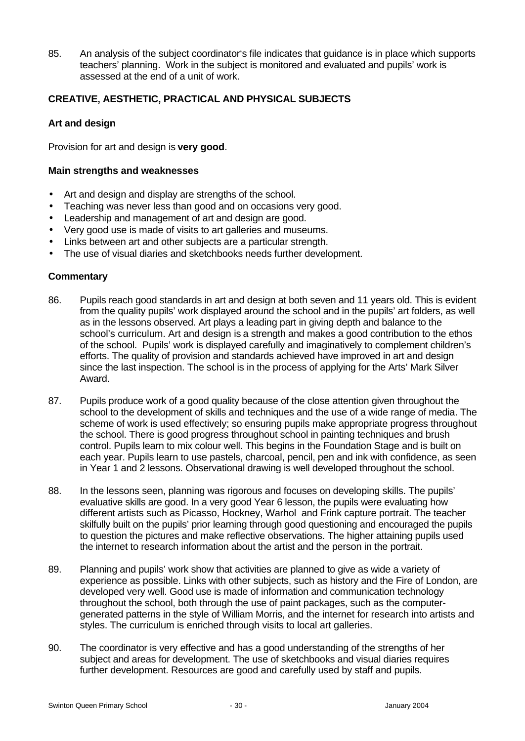85. An analysis of the subject coordinator's file indicates that guidance is in place which supports teachers' planning. Work in the subject is monitored and evaluated and pupils' work is assessed at the end of a unit of work.

## CREATIVE, AESTHETIC, PRACTICAL AND PHYSICAL SUBJECTS

### Art and design

Provision for art and design is **very good**.

#### Main strengths and weaknesses

- Art and design and display are strengths of the school.
- Teaching was never less than good and on occasions very good.
- Leadership and management of art and design are good.
- Very good use is made of visits to art galleries and museums.
- Links between art and other subjects are a particular strength.
- The use of visual diaries and sketchbooks needs further development.

#### Commentary

86. Pupils reach good standards in art and design at both seven and 11 years old. This is evident from the quality pupils' work displayed around the school and in the pupils' art folders, as well as in the lessons observed. Art plays a leading part in giving depth and balance to the school's curriculum. Art and design is a strength and makes a good contribution to the ethos of the school. Pupils' work is displayed carefully and imaginatively to complement children's efforts. The quality of provision and standards achieved have improved in art and design since the last inspection. The school is in the process of applying for the Arts' Mark Silver Award.

87. Pupils produce work of a good quality because of the close attention given throughout the school to the development of skills and techniques and the use of a wide range of media. The scheme of work is used effectively; so ensuring pupils make appropriate progress throughout the school. There is good progress throughout school in painting techniques and brush control. Pupils learn to mix colour well. This begins in the Foundation Stage and is built on each year. Pupils learn to use pastels, charcoal, pencil, pen and ink with confidence, as seen in Year 1 and 2 lessons. Observational drawing is well developed throughout the school.

88. In the lessons seen, planning was rigorous and focuses on developing skills. The pupils' evaluative skills are good. In a very good Year 6 lesson, the pupils were evaluating how different artists such as Picasso, Hockney, Warhol and Frink capture portrait. The teacher skilfully built on the pupils' prior learning through good questioning and encouraged the pupils to question the pictures and make reflective observations. The higher attaining pupils used the internet to research information about the artist and the person in the portrait.

89. Planning and pupils' work show that activities are planned to give as wide a variety of experience as possible. Links with other subjects, such as history and the Fire of London, are developed very well. Good use is made of information and communication technology throughout the school, both through the use of paint packages, such as the computer-generated patterns in the style of William Morris, and the internet for research into artists and styles. The curriculum is enriched through visits to local art galleries.

90. The coordinator is very effective and has a good understanding of the strengths of her subject and areas for development. The use of sketchbooks and visual diaries requires further development. Resources are good and carefully used by staff and pupils.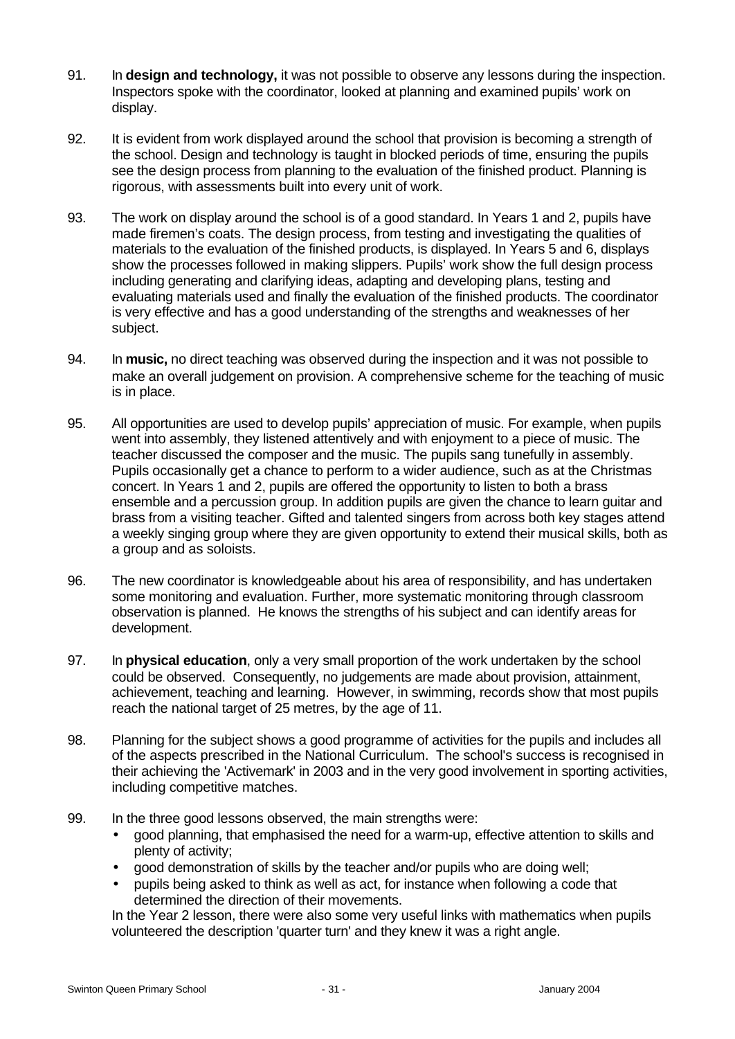91. In **design and technology,** it was not possible to observe any lessons during the inspection. Inspectors spoke with the coordinator, looked at planning and examined pupils' work on display.

92. It is evident from work displayed around the school that provision is becoming a strength of the school. Design and technology is taught in blocked periods of time, ensuring the pupils see the design process from planning to the evaluation of the finished product. Planning is rigorous, with assessments built into every unit of work.

93. The work on display around the school is of a good standard. In Years 1 and 2, pupils have made firemen's coats. The design process, from testing and investigating the qualities of materials to the evaluation of the finished products, is displayed. In Years 5 and 6, displays show the processes followed in making slippers. Pupils' work show the full design process including generating and clarifying ideas, adapting and developing plans, testing and evaluating materials used and finally the evaluation of the finished products. The coordinator is very effective and has a good understanding of the strengths and weaknesses of her subject.

94. In **music,** no direct teaching was observed during the inspection and it was not possible to make an overall judgement on provision. A comprehensive scheme for the teaching of music is in place.

95. All opportunities are used to develop pupils' appreciation of music. For example, when pupils went into assembly, they listened attentively and with enjoyment to a piece of music. The teacher discussed the composer and the music. The pupils sang tunefully in assembly. Pupils occasionally get a chance to perform to a wider audience, such as at the Christmas concert. In Years 1 and 2, pupils are offered the opportunity to listen to both a brass ensemble and a percussion group. In addition pupils are given the chance to learn guitar and brass from a visiting teacher. Gifted and talented singers from across both key stages attend a weekly singing group where they are given opportunity to extend their musical skills, both as a group and as soloists.

96. The new coordinator is knowledgeable about his area of responsibility, and has undertaken some monitoring and evaluation. Further, more systematic monitoring through classroom observation is planned. He knows the strengths of his subject and can identify areas for development.

97. In **physical education**, only a very small proportion of the work undertaken by the school could be observed. Consequently, no judgements are made about provision, attainment, achievement, teaching and learning. However, in swimming, records show that most pupils reach the national target of 25 metres, by the age of 11.

98. Planning for the subject shows a good programme of activities for the pupils and includes all of the aspects prescribed in the National Curriculum. The school's success is recognised in their achieving the 'Activemark' in 2003 and in the very good involvement in sporting activities, including competitive matches.

99. In the three good lessons observed, the main strengths were:
    - good planning, that emphasised the need for a warm-up, effective attention to skills and plenty of activity;
    - good demonstration of skills by the teacher and/or pupils who are doing well;
    - pupils being asked to think as well as act, for instance when following a code that determined the direction of their movements.

    In the Year 2 lesson, there were also some very useful links with mathematics when pupils volunteered the description 'quarter turn' and they knew it was a right angle.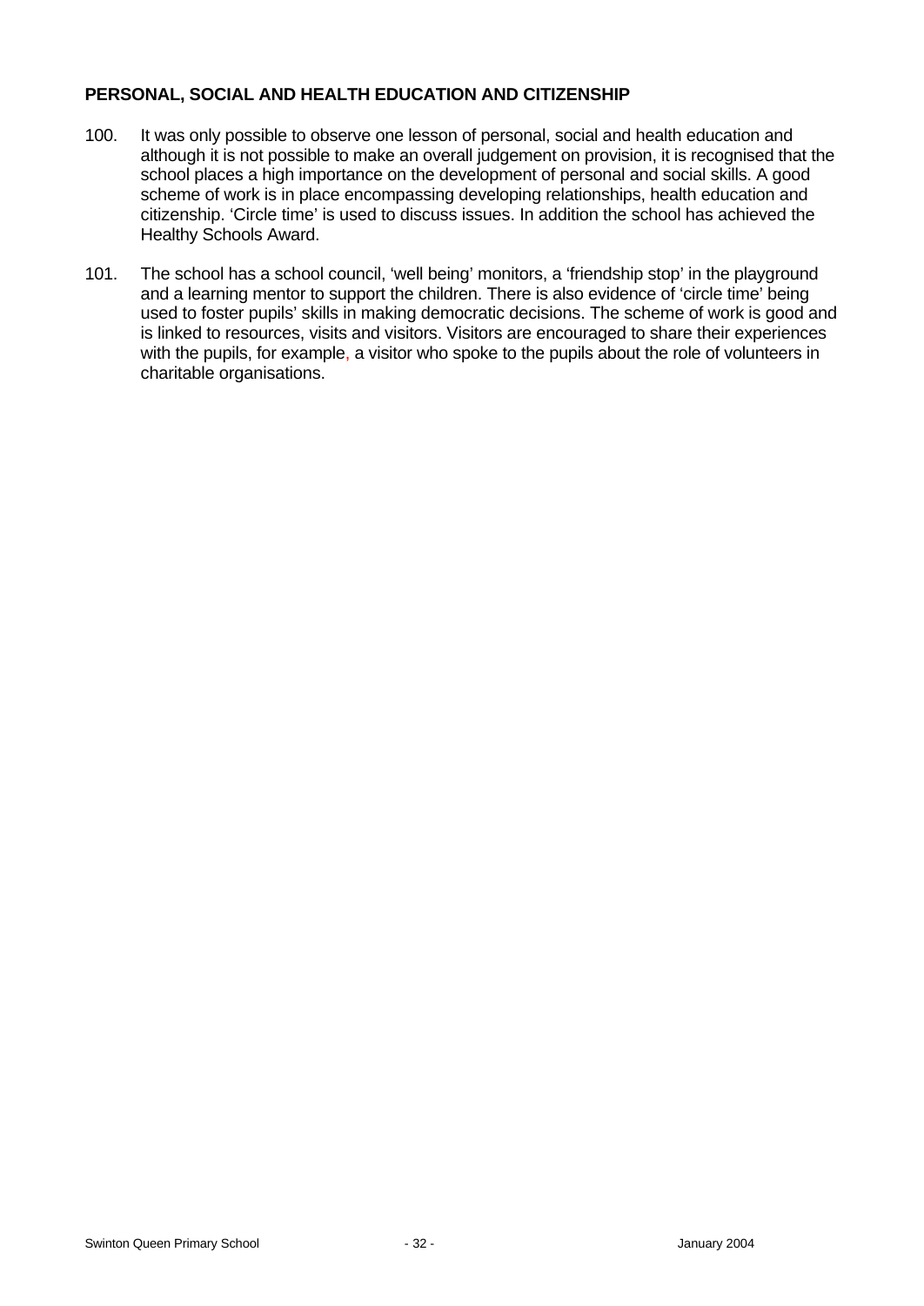**PERSONAL, SOCIAL AND HEALTH EDUCATION AND CITIZENSHIP**

100. It was only possible to observe one lesson of personal, social and health education and although it is not possible to make an overall judgement on provision, it is recognised that the school places a high importance on the development of personal and social skills. A good scheme of work is in place encompassing developing relationships, health education and citizenship. 'Circle time' is used to discuss issues. In addition the school has achieved the Healthy Schools Award.

101. The school has a school council, 'well being' monitors, a 'friendship stop' in the playground and a learning mentor to support the children. There is also evidence of 'circle time' being used to foster pupils' skills in making democratic decisions. The scheme of work is good and is linked to resources, visits and visitors. Visitors are encouraged to share their experiences with the pupils, for example, a visitor who spoke to the pupils about the role of volunteers in charitable organisations.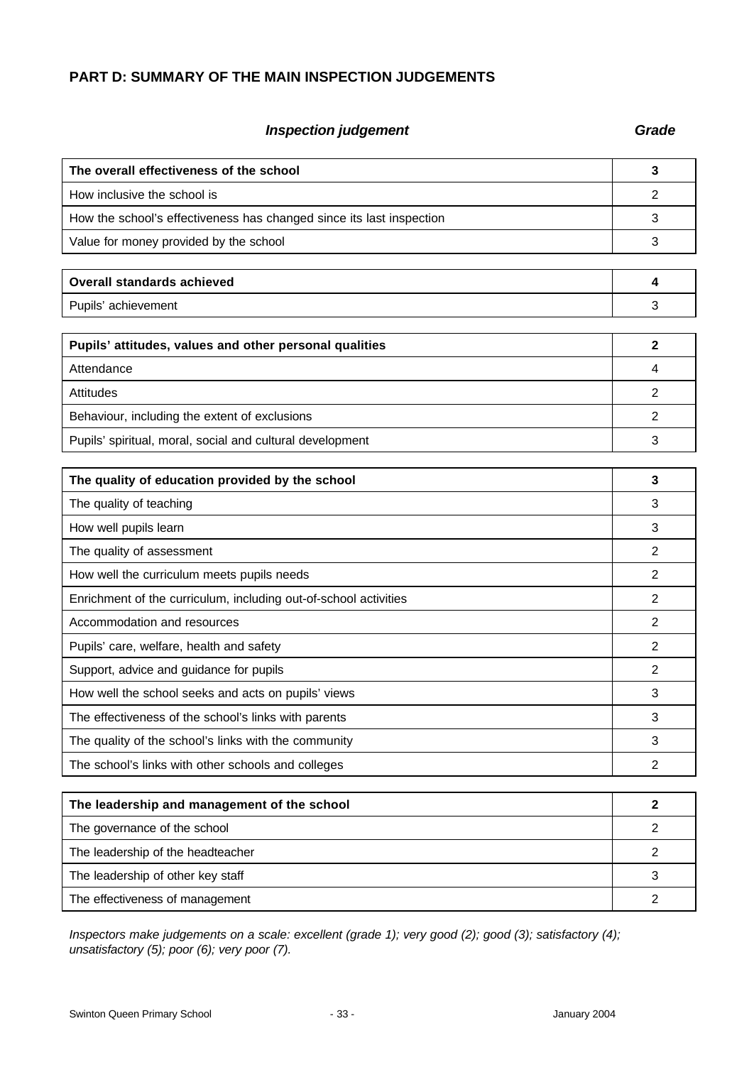## PART D: SUMMARY OF THE MAIN INSPECTION JUDGEMENTS

| ***Inspection judgement*** | ***Grade*** |
|---|---|
| **The overall effectiveness of the school** | **3** |
| How inclusive the school is | 2 |
| How the school's effectiveness has changed since its last inspection | 3 |
| Value for money provided by the school | 3 |
| **Overall standards achieved** | **4** |
| Pupils' achievement | 3 |
| **Pupils' attitudes, values and other personal qualities** | **2** |
| Attendance | 4 |
| Attitudes | 2 |
| Behaviour, including the extent of exclusions | 2 |
| Pupils' spiritual, moral, social and cultural development | 3 |
| **The quality of education provided by the school** | **3** |
| The quality of teaching | 3 |
| How well pupils learn | 3 |
| The quality of assessment | 2 |
| How well the curriculum meets pupils needs | 2 |
| Enrichment of the curriculum, including out-of-school activities | 2 |
| Accommodation and resources | 2 |
| Pupils' care, welfare, health and safety | 2 |
| Support, advice and guidance for pupils | 2 |
| How well the school seeks and acts on pupils' views | 3 |
| The effectiveness of the school's links with parents | 3 |
| The quality of the school's links with the community | 3 |
| The school's links with other schools and colleges | 2 |
| **The leadership and management of the school** | **2** |
| The governance of the school | 2 |
| The leadership of the headteacher | 2 |
| The leadership of other key staff | 3 |
| The effectiveness of management | 2 |

*Inspectors make judgements on a scale: excellent (grade 1); very good (2); good (3); satisfactory (4); unsatisfactory (5); poor (6); very poor (7).*